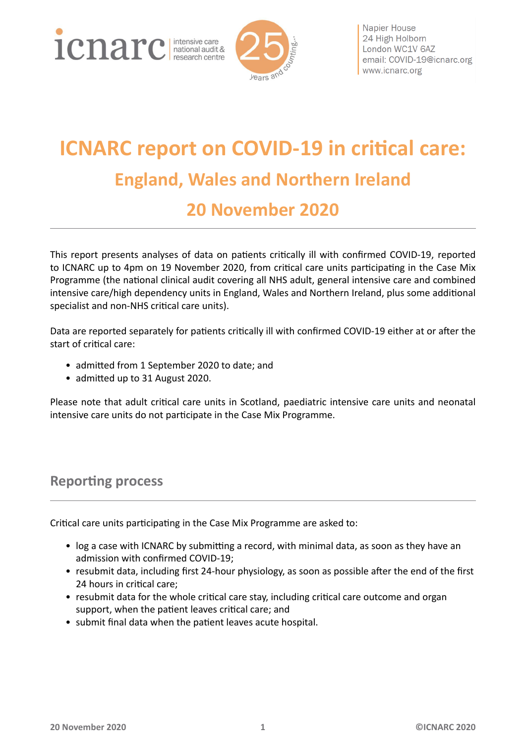icnarc intensive care national audit & research centre

25 years and counting...

Napier House
24 High Holborn
London WC1V 6AZ
email: COVID-19@icnarc.org
www.icnarc.org

# ICNARC report on COVID-19 in critical care:

## England, Wales and Northern Ireland

## 20 November 2020

This report presents analyses of data on patients critically ill with confirmed COVID-19, reported to ICNARC up to 4pm on 19 November 2020, from critical care units participating in the Case Mix Programme (the national clinical audit covering all NHS adult, general intensive care and combined intensive care/high dependency units in England, Wales and Northern Ireland, plus some additional specialist and non-NHS critical care units).

Data are reported separately for patients critically ill with confirmed COVID-19 either at or after the start of critical care:

- admitted from 1 September 2020 to date; and
- admitted up to 31 August 2020.

Please note that adult critical care units in Scotland, paediatric intensive care units and neonatal intensive care units do not participate in the Case Mix Programme.

## Reporting process

Critical care units participating in the Case Mix Programme are asked to:

- log a case with ICNARC by submitting a record, with minimal data, as soon as they have an admission with confirmed COVID-19;
- resubmit data, including first 24-hour physiology, as soon as possible after the end of the first 24 hours in critical care;
- resubmit data for the whole critical care stay, including critical care outcome and organ support, when the patient leaves critical care; and
- submit final data when the patient leaves acute hospital.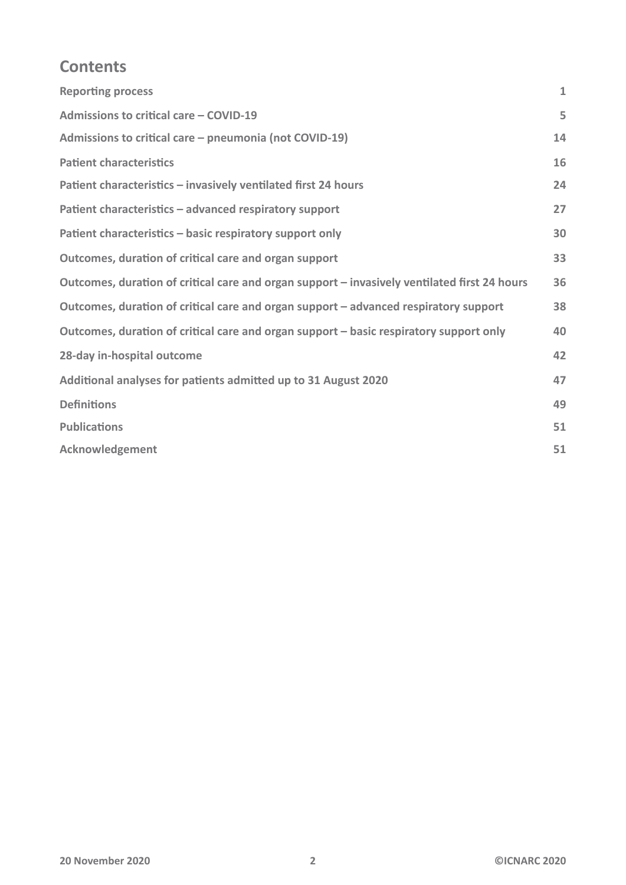## Contents

| | |
|---|---|
| **Reporting process** | **1** |
| **Admissions to critical care – COVID-19** | **5** |
| **Admissions to critical care – pneumonia (not COVID-19)** | **14** |
| **Patient characteristics** | **16** |
| **Patient characteristics – invasively ventilated first 24 hours** | **24** |
| **Patient characteristics – advanced respiratory support** | **27** |
| **Patient characteristics – basic respiratory support only** | **30** |
| **Outcomes, duration of critical care and organ support** | **33** |
| **Outcomes, duration of critical care and organ support – invasively ventilated first 24 hours** | **36** |
| **Outcomes, duration of critical care and organ support – advanced respiratory support** | **38** |
| **Outcomes, duration of critical care and organ support – basic respiratory support only** | **40** |
| **28-day in-hospital outcome** | **42** |
| **Additional analyses for patients admitted up to 31 August 2020** | **47** |
| **Definitions** | **49** |
| **Publications** | **51** |
| **Acknowledgement** | **51** |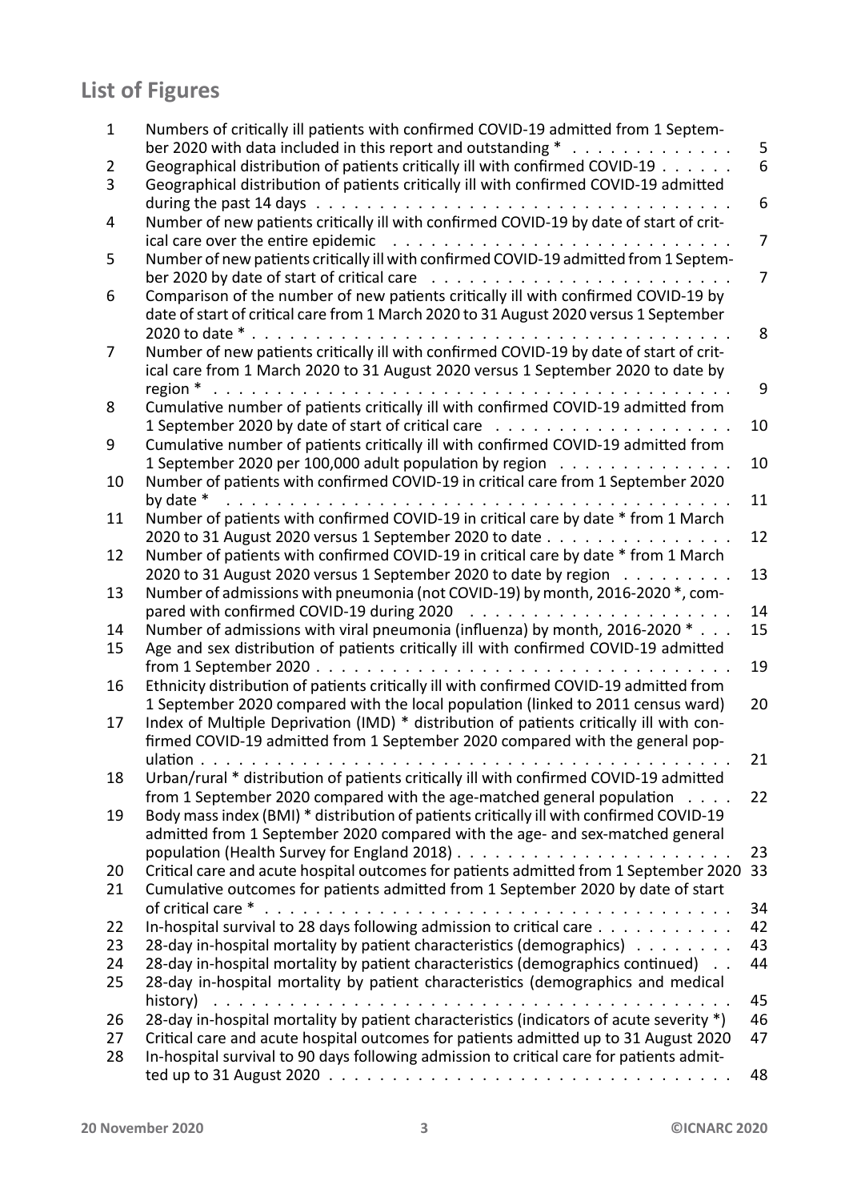## List of Figures

| | | |
|---|---|---|
| 1 | Numbers of critically ill patients with confirmed COVID-19 admitted from 1 September 2020 with data included in this report and outstanding * | 5 |
| 2 | Geographical distribution of patients critically ill with confirmed COVID-19 | 6 |
| 3 | Geographical distribution of patients critically ill with confirmed COVID-19 admitted during the past 14 days | 6 |
| 4 | Number of new patients critically ill with confirmed COVID-19 by date of start of critical care over the entire epidemic | 7 |
| 5 | Number of new patients critically ill with confirmed COVID-19 admitted from 1 September 2020 by date of start of critical care | 7 |
| 6 | Comparison of the number of new patients critically ill with confirmed COVID-19 by date of start of critical care from 1 March 2020 to 31 August 2020 versus 1 September 2020 to date * | 8 |
| 7 | Number of new patients critically ill with confirmed COVID-19 by date of start of critical care from 1 March 2020 to 31 August 2020 versus 1 September 2020 to date by region * | 9 |
| 8 | Cumulative number of patients critically ill with confirmed COVID-19 admitted from 1 September 2020 by date of start of critical care | 10 |
| 9 | Cumulative number of patients critically ill with confirmed COVID-19 admitted from 1 September 2020 per 100,000 adult population by region | 10 |
| 10 | Number of patients with confirmed COVID-19 in critical care from 1 September 2020 by date * | 11 |
| 11 | Number of patients with confirmed COVID-19 in critical care by date * from 1 March 2020 to 31 August 2020 versus 1 September 2020 to date | 12 |
| 12 | Number of patients with confirmed COVID-19 in critical care by date * from 1 March 2020 to 31 August 2020 versus 1 September 2020 to date by region | 13 |
| 13 | Number of admissions with pneumonia (not COVID-19) by month, 2016-2020 *, compared with confirmed COVID-19 during 2020 | 14 |
| 14 | Number of admissions with viral pneumonia (influenza) by month, 2016-2020 * | 15 |
| 15 | Age and sex distribution of patients critically ill with confirmed COVID-19 admitted from 1 September 2020 | 19 |
| 16 | Ethnicity distribution of patients critically ill with confirmed COVID-19 admitted from 1 September 2020 compared with the local population (linked to 2011 census ward) | 20 |
| 17 | Index of Multiple Deprivation (IMD) * distribution of patients critically ill with confirmed COVID-19 admitted from 1 September 2020 compared with the general population | 21 |
| 18 | Urban/rural * distribution of patients critically ill with confirmed COVID-19 admitted from 1 September 2020 compared with the age-matched general population | 22 |
| 19 | Body mass index (BMI) * distribution of patients critically ill with confirmed COVID-19 admitted from 1 September 2020 compared with the age- and sex-matched general population (Health Survey for England 2018) | 23 |
| 20 | Critical care and acute hospital outcomes for patients admitted from 1 September 2020 | 33 |
| 21 | Cumulative outcomes for patients admitted from 1 September 2020 by date of start of critical care * | 34 |
| 22 | In-hospital survival to 28 days following admission to critical care | 42 |
| 23 | 28-day in-hospital mortality by patient characteristics (demographics) | 43 |
| 24 | 28-day in-hospital mortality by patient characteristics (demographics continued) | 44 |
| 25 | 28-day in-hospital mortality by patient characteristics (demographics and medical history) | 45 |
| 26 | 28-day in-hospital mortality by patient characteristics (indicators of acute severity *) | 46 |
| 27 | Critical care and acute hospital outcomes for patients admitted up to 31 August 2020 | 47 |
| 28 | In-hospital survival to 90 days following admission to critical care for patients admitted up to 31 August 2020 | 48 |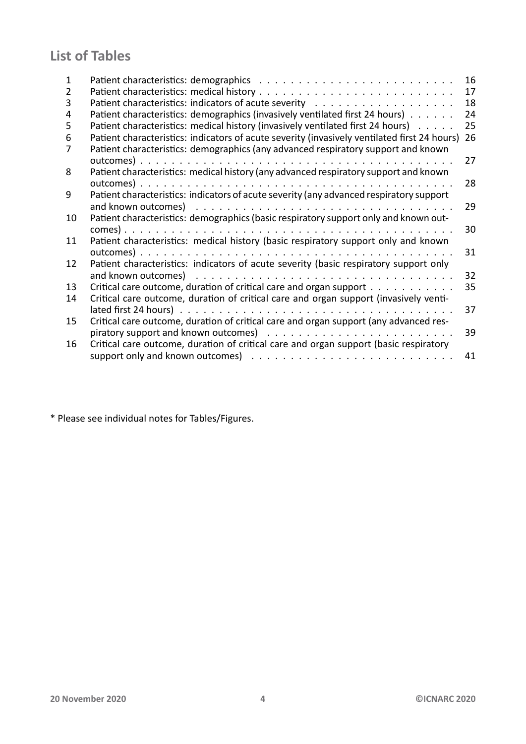## List of Tables

| | | |
|---|---|---|
| 1 | Patient characteristics: demographics | 16 |
| 2 | Patient characteristics: medical history | 17 |
| 3 | Patient characteristics: indicators of acute severity | 18 |
| 4 | Patient characteristics: demographics (invasively ventilated first 24 hours) | 24 |
| 5 | Patient characteristics: medical history (invasively ventilated first 24 hours) | 25 |
| 6 | Patient characteristics: indicators of acute severity (invasively ventilated first 24 hours) | 26 |
| 7 | Patient characteristics: demographics (any advanced respiratory support and known outcomes) | 27 |
| 8 | Patient characteristics: medical history (any advanced respiratory support and known outcomes) | 28 |
| 9 | Patient characteristics: indicators of acute severity (any advanced respiratory support and known outcomes) | 29 |
| 10 | Patient characteristics: demographics (basic respiratory support only and known outcomes) | 30 |
| 11 | Patient characteristics: medical history (basic respiratory support only and known outcomes) | 31 |
| 12 | Patient characteristics: indicators of acute severity (basic respiratory support only and known outcomes) | 32 |
| 13 | Critical care outcome, duration of critical care and organ support | 35 |
| 14 | Critical care outcome, duration of critical care and organ support (invasively ventilated first 24 hours) | 37 |
| 15 | Critical care outcome, duration of critical care and organ support (any advanced respiratory support and known outcomes) | 39 |
| 16 | Critical care outcome, duration of critical care and organ support (basic respiratory support only and known outcomes) | 41 |

* Please see individual notes for Tables/Figures.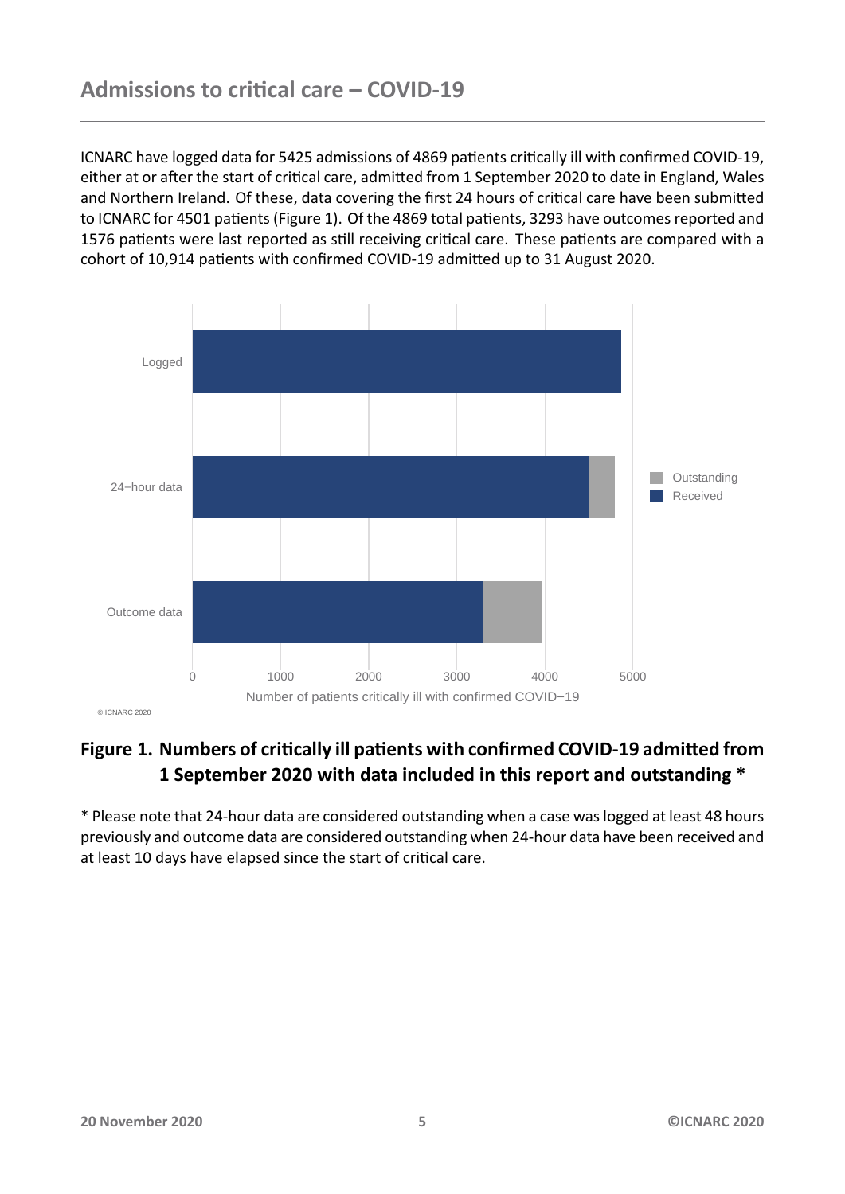## Admissions to critical care – COVID-19

ICNARC have logged data for 5425 admissions of 4869 patients critically ill with confirmed COVID-19, either at or after the start of critical care, admitted from 1 September 2020 to date in England, Wales and Northern Ireland. Of these, data covering the first 24 hours of critical care have been submitted to ICNARC for 4501 patients (Figure 1). Of the 4869 total patients, 3293 have outcomes reported and 1576 patients were last reported as still receiving critical care. These patients are compared with a cohort of 10,914 patients with confirmed COVID-19 admitted up to 31 August 2020.

**Figure 1. Numbers of critically ill patients with confirmed COVID-19 admitted from 1 September 2020 with data included in this report and outstanding ***

* Please note that 24-hour data are considered outstanding when a case was logged at least 48 hours previously and outcome data are considered outstanding when 24-hour data have been received and at least 10 days have elapsed since the start of critical care.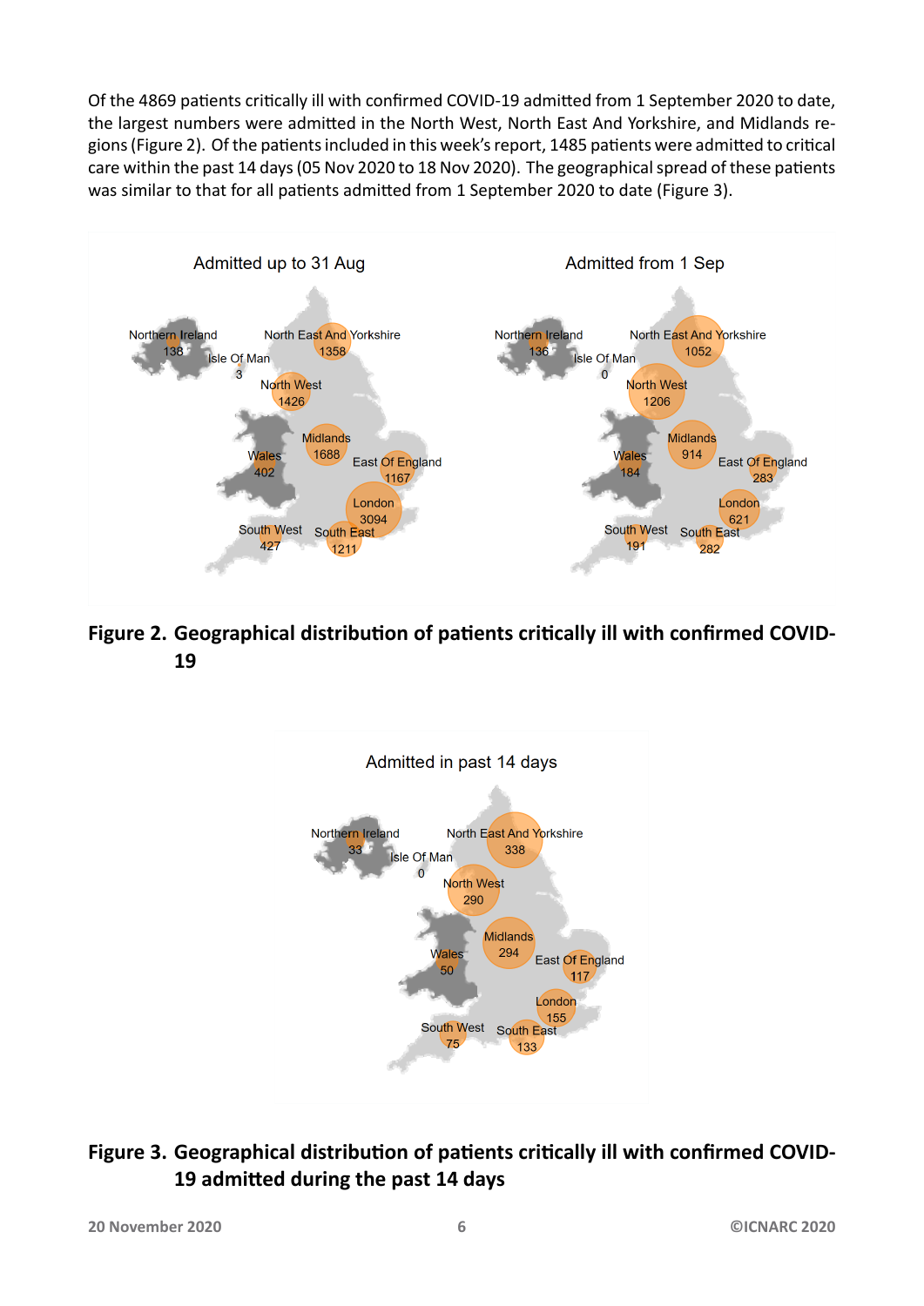Of the 4869 patients critically ill with confirmed COVID-19 admitted from 1 September 2020 to date, the largest numbers were admitted in the North West, North East And Yorkshire, and Midlands regions (Figure 2). Of the patients included in this week's report, 1485 patients were admitted to critical care within the past 14 days (05 Nov 2020 to 18 Nov 2020). The geographical spread of these patients was similar to that for all patients admitted from 1 September 2020 to date (Figure 3).

**Figure 2. Geographical distribution of patients critically ill with confirmed COVID-19**

**Figure 3. Geographical distribution of patients critically ill with confirmed COVID-19 admitted during the past 14 days**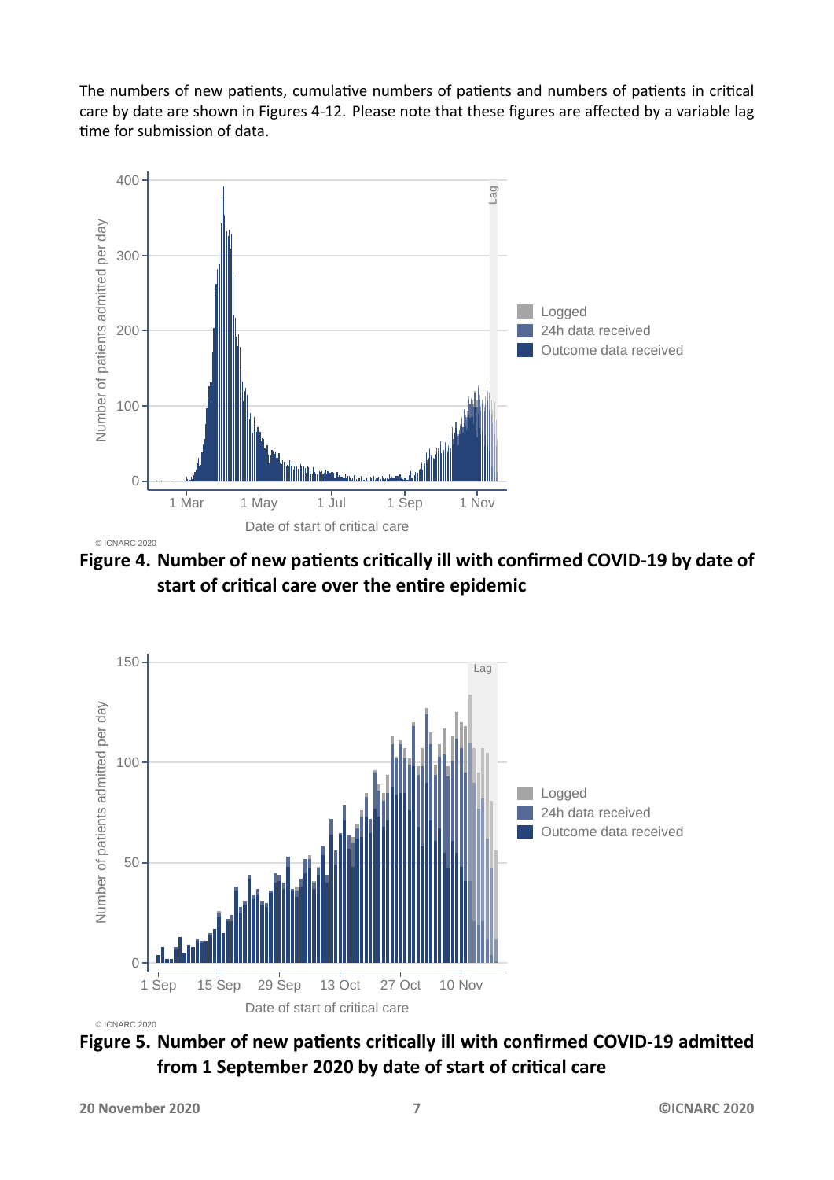The numbers of new patients, cumulative numbers of patients and numbers of patients in critical care by date are shown in Figures 4-12. Please note that these figures are affected by a variable lag time for submission of data.

**Figure 4. Number of new patients critically ill with confirmed COVID-19 by date of start of critical care over the entire epidemic**

**Figure 5. Number of new patients critically ill with confirmed COVID-19 admitted from 1 September 2020 by date of start of critical care**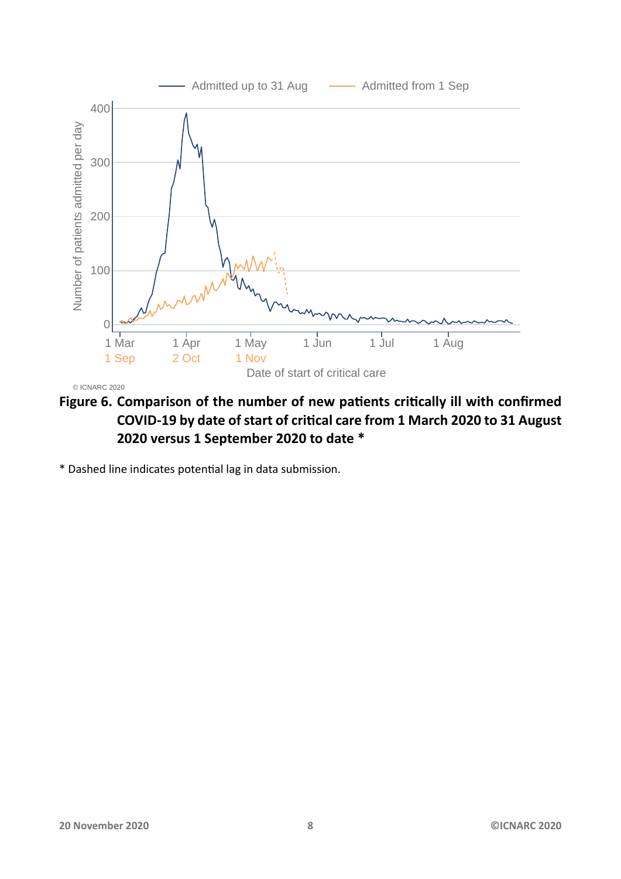**Figure 6. Comparison of the number of new patients critically ill with confirmed COVID-19 by date of start of critical care from 1 March 2020 to 31 August 2020 versus 1 September 2020 to date ***

* Dashed line indicates potential lag in data submission.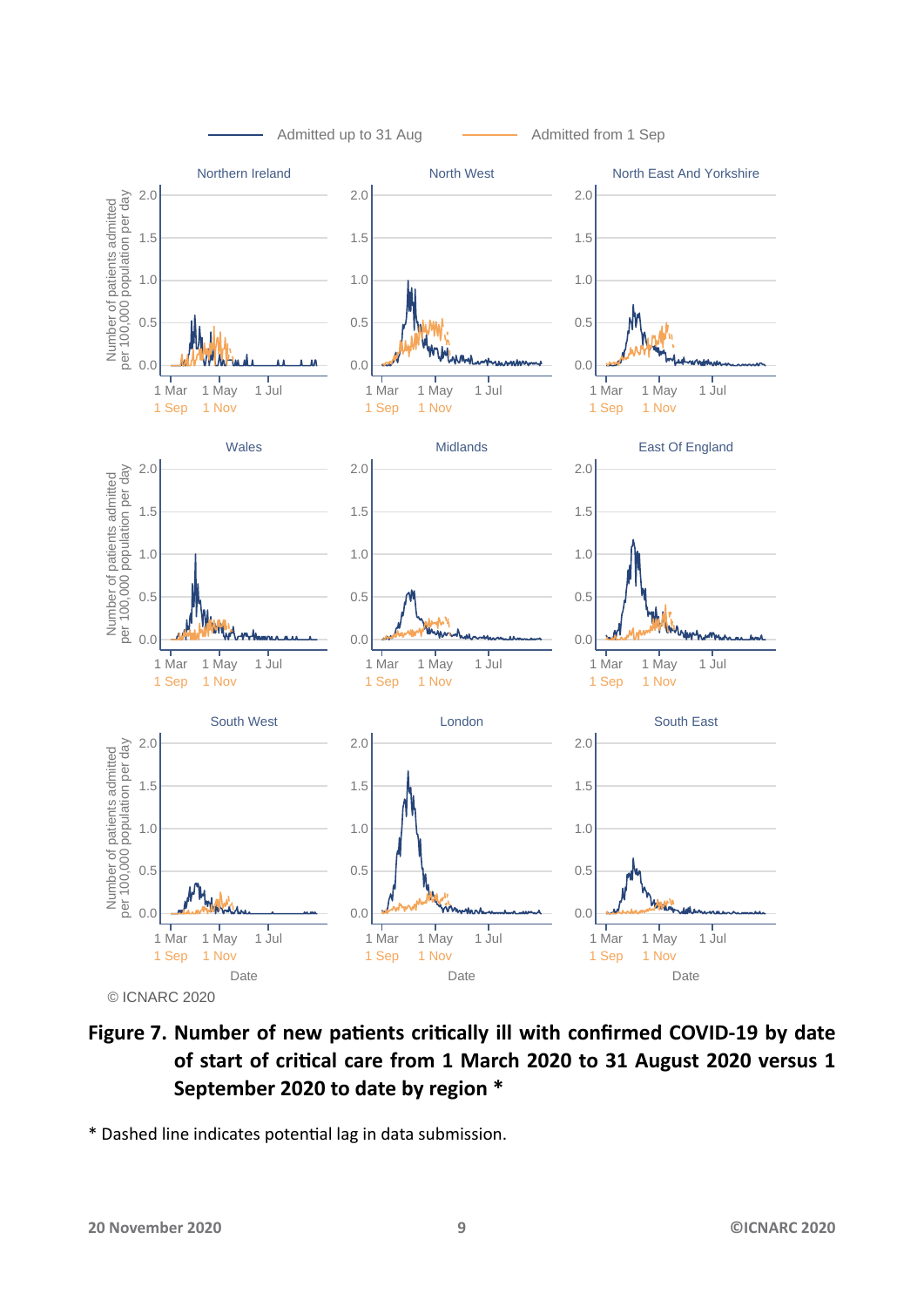**Figure 7. Number of new patients critically ill with confirmed COVID-19 by date of start of critical care from 1 March 2020 to 31 August 2020 versus 1 September 2020 to date by region ***

* Dashed line indicates potential lag in data submission.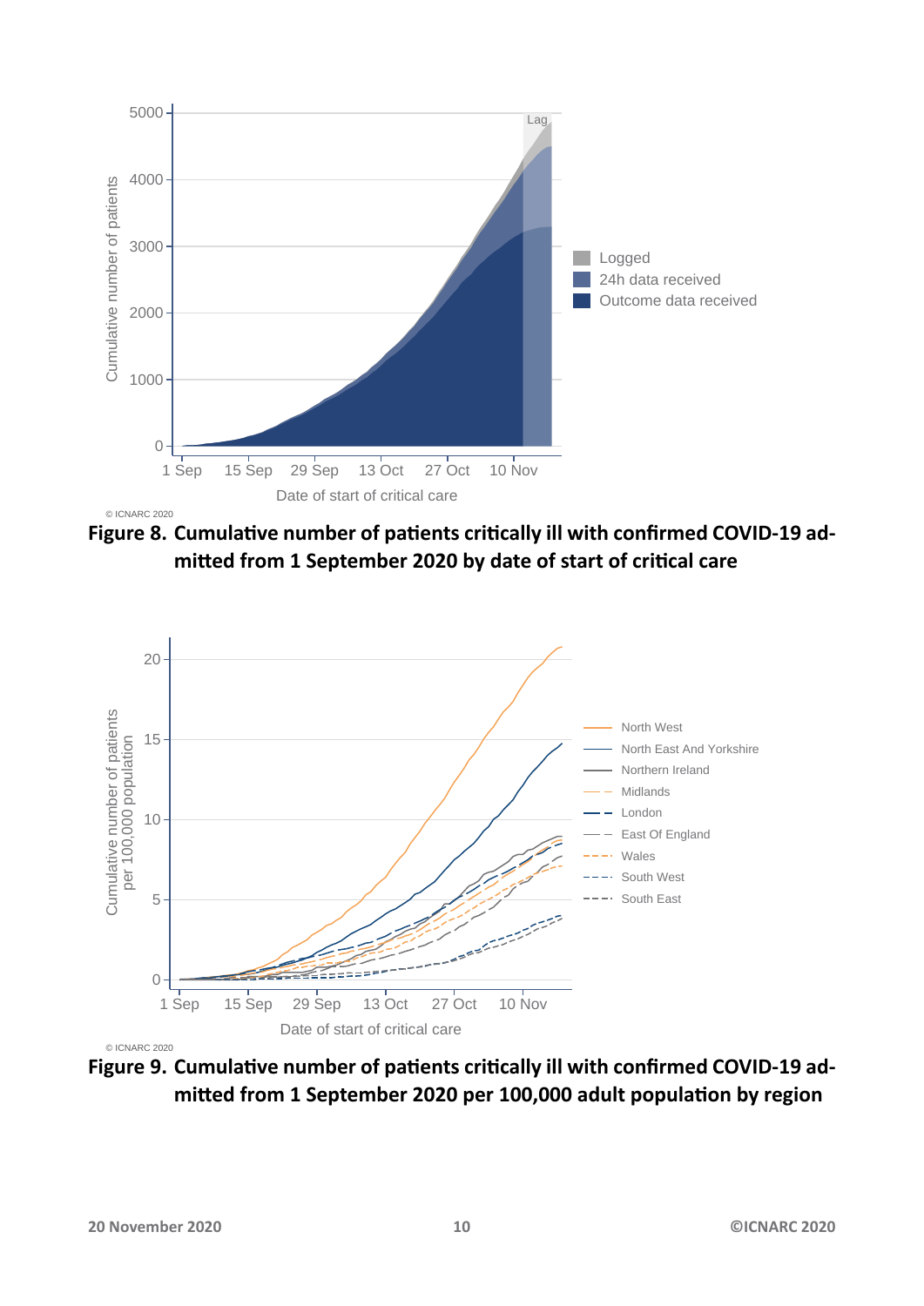**Figure 8.** Cumulative number of patients critically ill with confirmed COVID-19 admitted from 1 September 2020 by date of start of critical care

**Figure 9.** Cumulative number of patients critically ill with confirmed COVID-19 admitted from 1 September 2020 per 100,000 adult population by region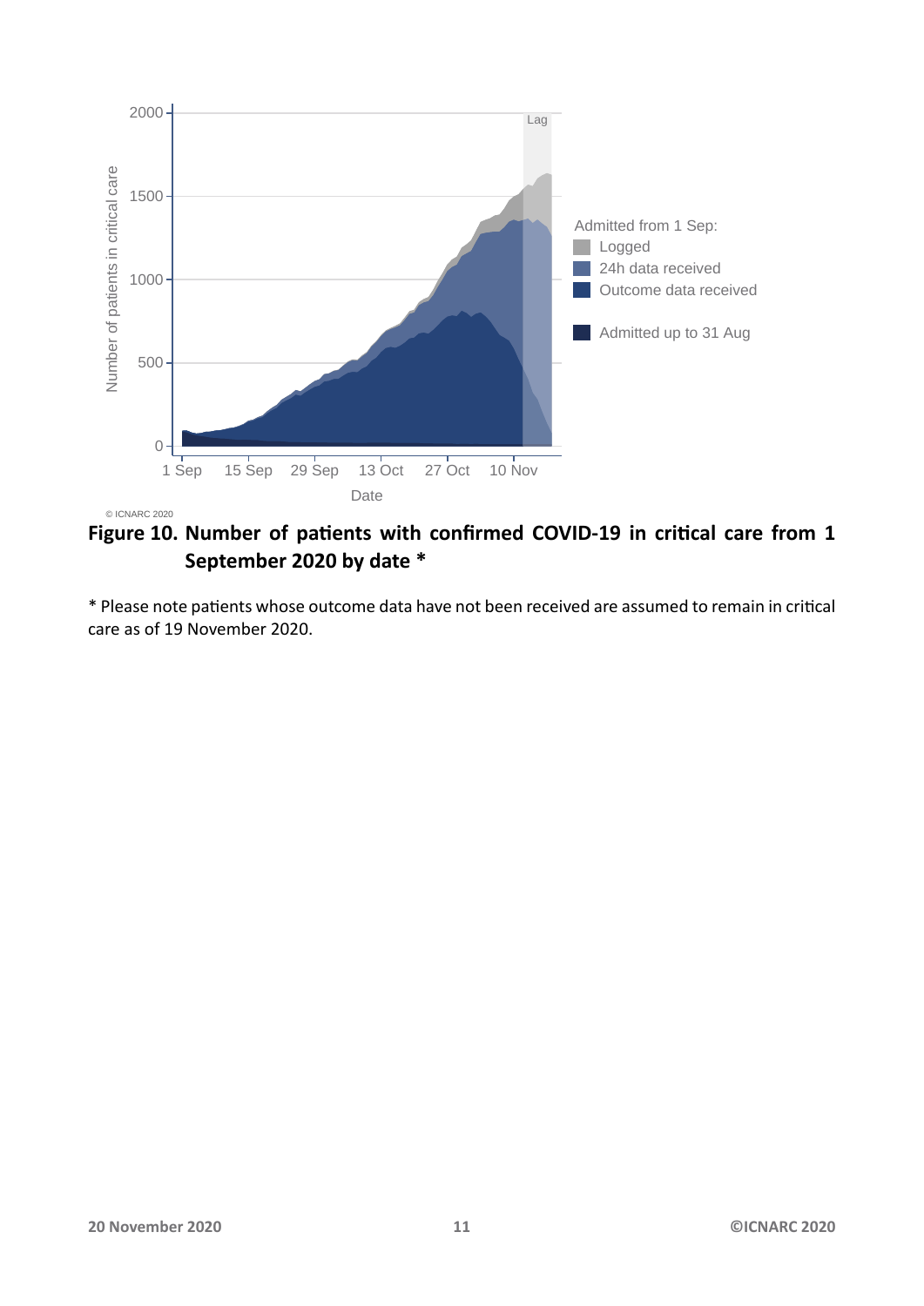**Figure 10. Number of patients with confirmed COVID-19 in critical care from 1 September 2020 by date ***

* Please note patients whose outcome data have not been received are assumed to remain in critical care as of 19 November 2020.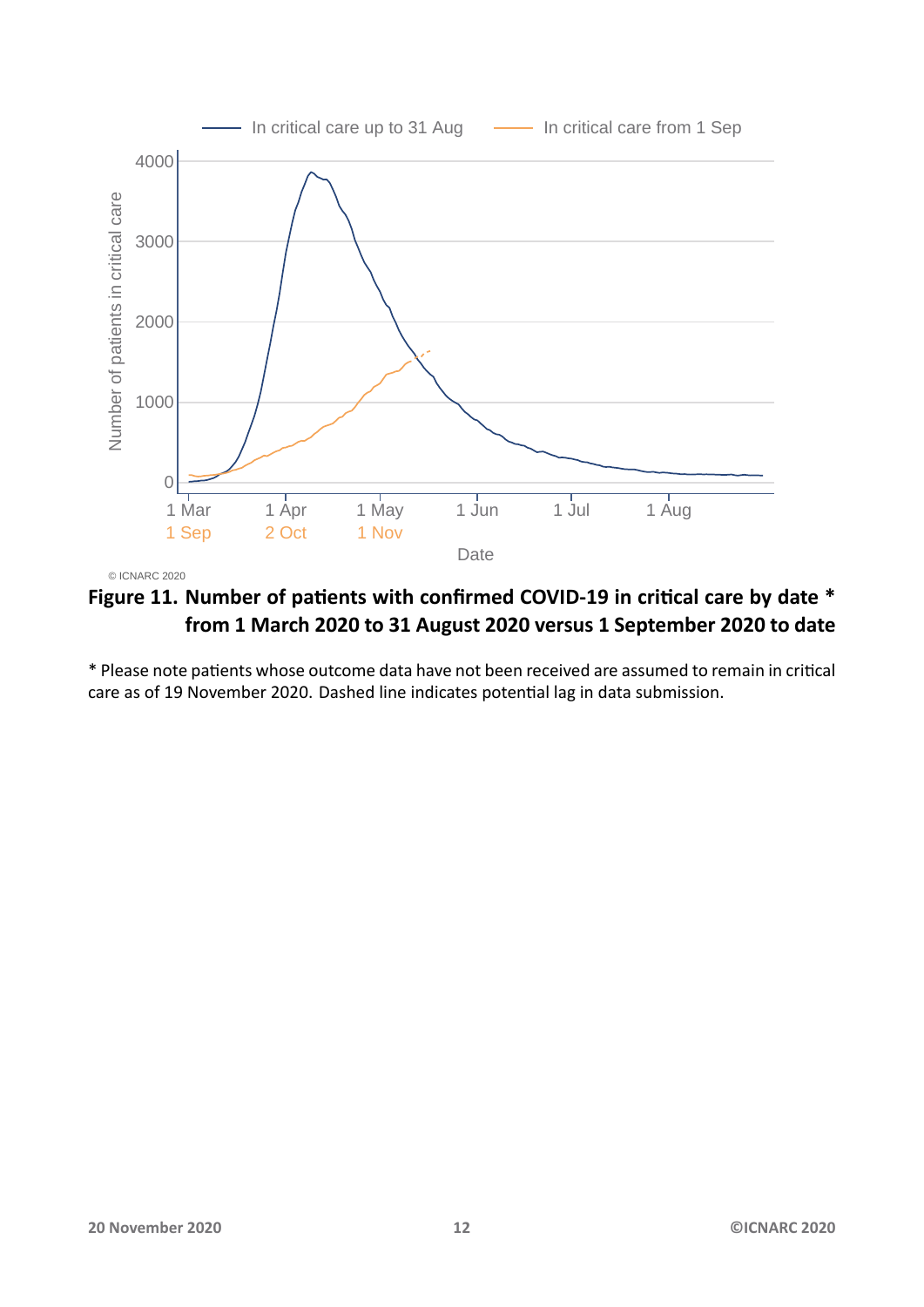© ICNARC 2020

**Figure 11. Number of patients with confirmed COVID-19 in critical care by date * from 1 March 2020 to 31 August 2020 versus 1 September 2020 to date**

* Please note patients whose outcome data have not been received are assumed to remain in critical care as of 19 November 2020. Dashed line indicates potential lag in data submission.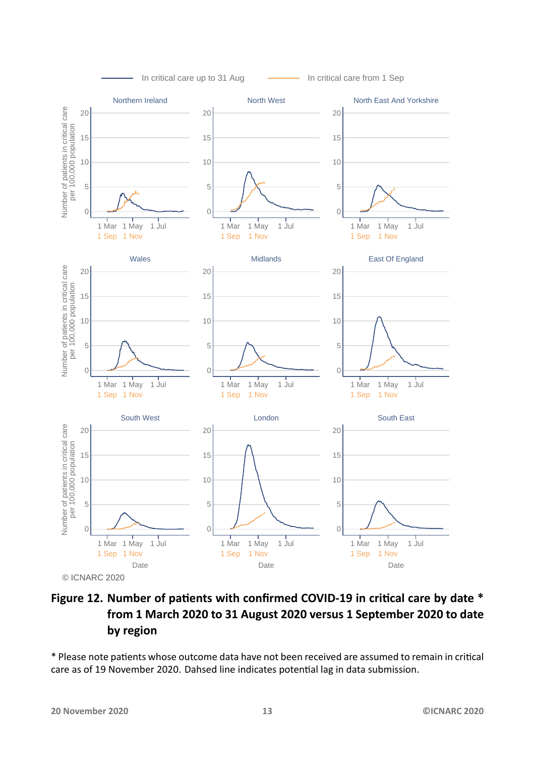**Figure 12. Number of patients with confirmed COVID-19 in critical care by date * from 1 March 2020 to 31 August 2020 versus 1 September 2020 to date by region**

* Please note patients whose outcome data have not been received are assumed to remain in critical care as of 19 November 2020. Dahsed line indicates potential lag in data submission.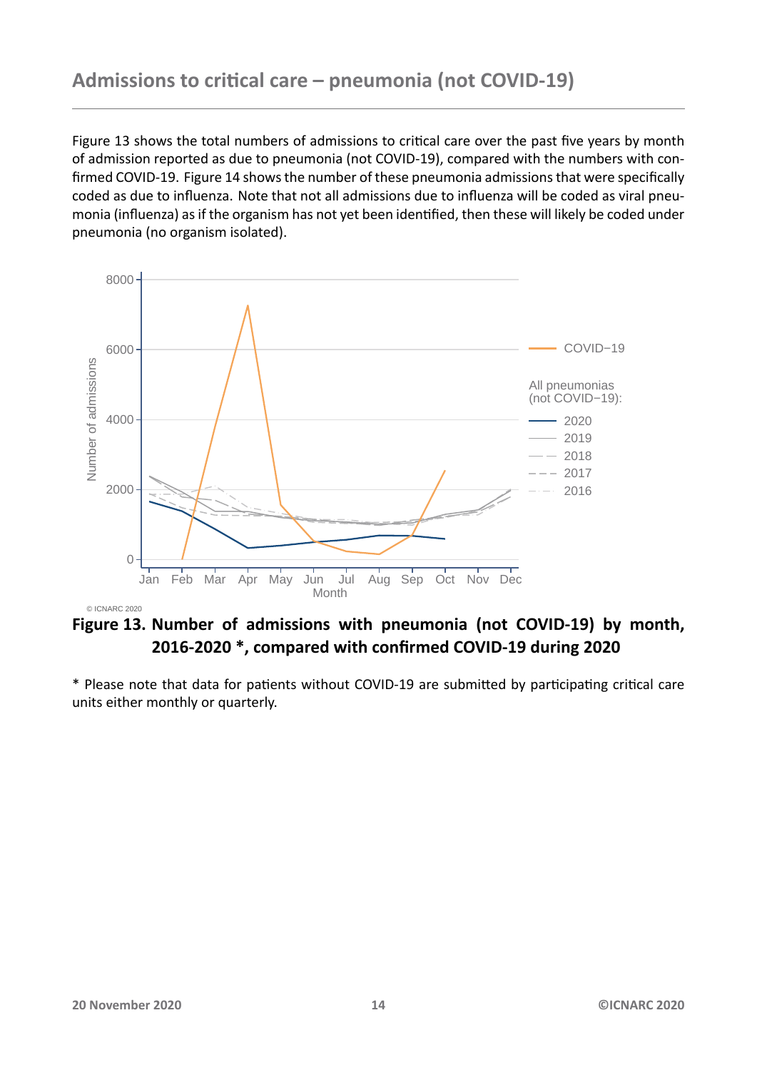## Admissions to critical care – pneumonia (not COVID-19)

Figure 13 shows the total numbers of admissions to critical care over the past five years by month of admission reported as due to pneumonia (not COVID-19), compared with the numbers with confirmed COVID-19. Figure 14 shows the number of these pneumonia admissions that were specifically coded as due to influenza. Note that not all admissions due to influenza will be coded as viral pneumonia (influenza) as if the organism has not yet been identified, then these will likely be coded under pneumonia (no organism isolated).

**Figure 13. Number of admissions with pneumonia (not COVID-19) by month, 2016-2020 \*, compared with confirmed COVID-19 during 2020**

\* Please note that data for patients without COVID-19 are submitted by participating critical care units either monthly or quarterly.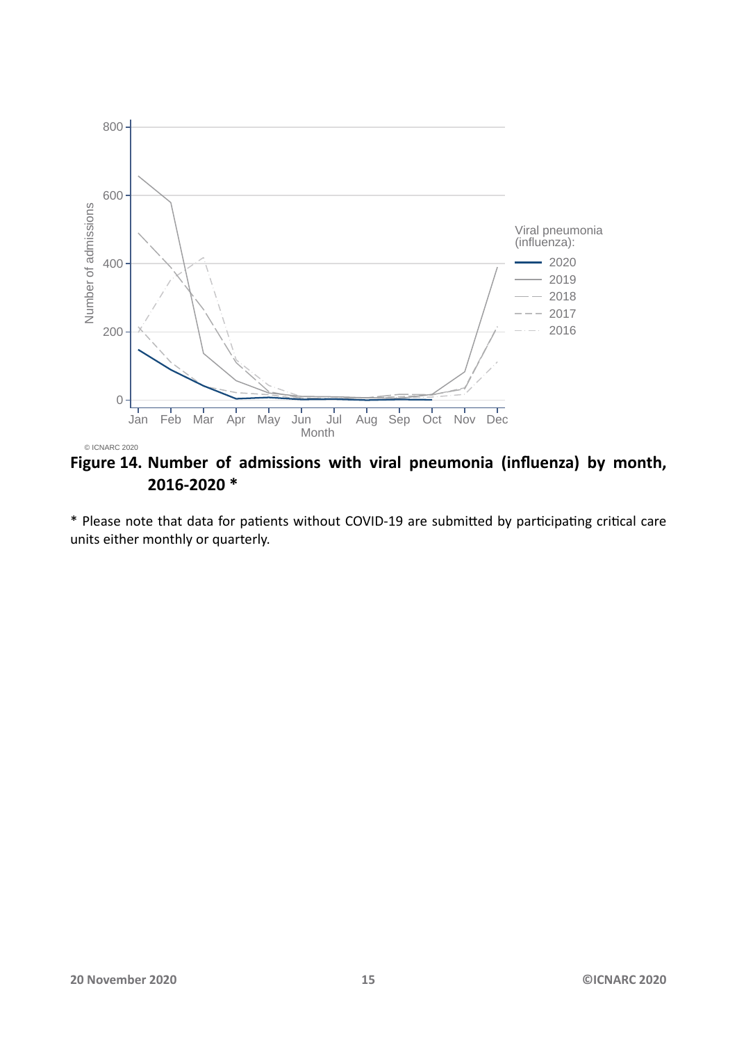**Figure 14. Number of admissions with viral pneumonia (influenza) by month, 2016-2020 \***

\* Please note that data for patients without COVID-19 are submitted by participating critical care units either monthly or quarterly.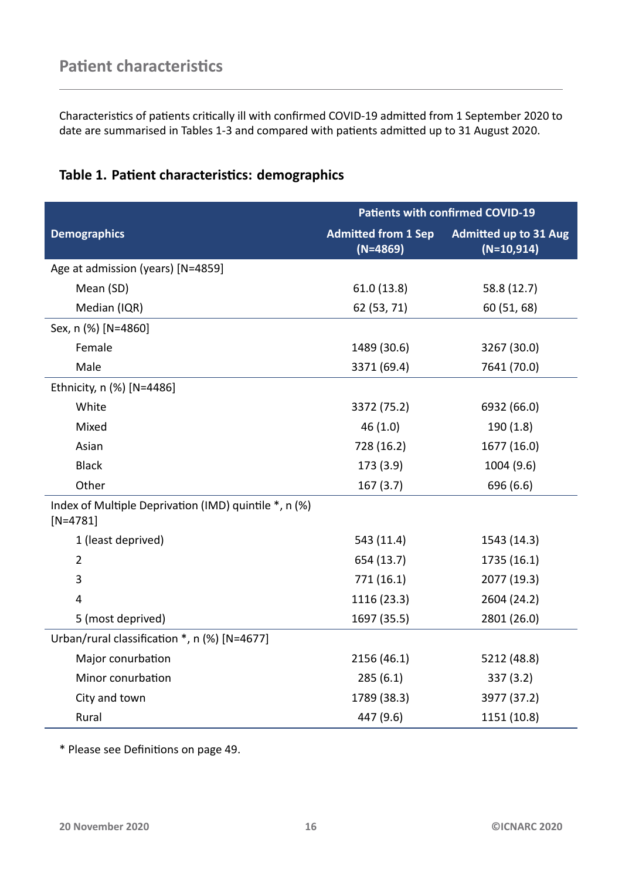## Patient characteristics

Characteristics of patients critically ill with confirmed COVID-19 admitted from 1 September 2020 to date are summarised in Tables 1-3 and compared with patients admitted up to 31 August 2020.

### Table 1. Patient characteristics: demographics

| | Patients with confirmed COVID-19 | |
|---|---|---|
| **Demographics** | **Admitted from 1 Sep (N=4869)** | **Admitted up to 31 Aug (N=10,914)** |
| Age at admission (years) [N=4859] | | |
| Mean (SD) | 61.0 (13.8) | 58.8 (12.7) |
| Median (IQR) | 62 (53, 71) | 60 (51, 68) |
| Sex, n (%) [N=4860] | | |
| Female | 1489 (30.6) | 3267 (30.0) |
| Male | 3371 (69.4) | 7641 (70.0) |
| Ethnicity, n (%) [N=4486] | | |
| White | 3372 (75.2) | 6932 (66.0) |
| Mixed | 46 (1.0) | 190 (1.8) |
| Asian | 728 (16.2) | 1677 (16.0) |
| Black | 173 (3.9) | 1004 (9.6) |
| Other | 167 (3.7) | 696 (6.6) |
| Index of Multiple Deprivation (IMD) quintile *, n (%) [N=4781] | | |
| 1 (least deprived) | 543 (11.4) | 1543 (14.3) |
| 2 | 654 (13.7) | 1735 (16.1) |
| 3 | 771 (16.1) | 2077 (19.3) |
| 4 | 1116 (23.3) | 2604 (24.2) |
| 5 (most deprived) | 1697 (35.5) | 2801 (26.0) |
| Urban/rural classification *, n (%) [N=4677] | | |
| Major conurbation | 2156 (46.1) | 5212 (48.8) |
| Minor conurbation | 285 (6.1) | 337 (3.2) |
| City and town | 1789 (38.3) | 3977 (37.2) |
| Rural | 447 (9.6) | 1151 (10.8) |

* Please see Definitions on page 49.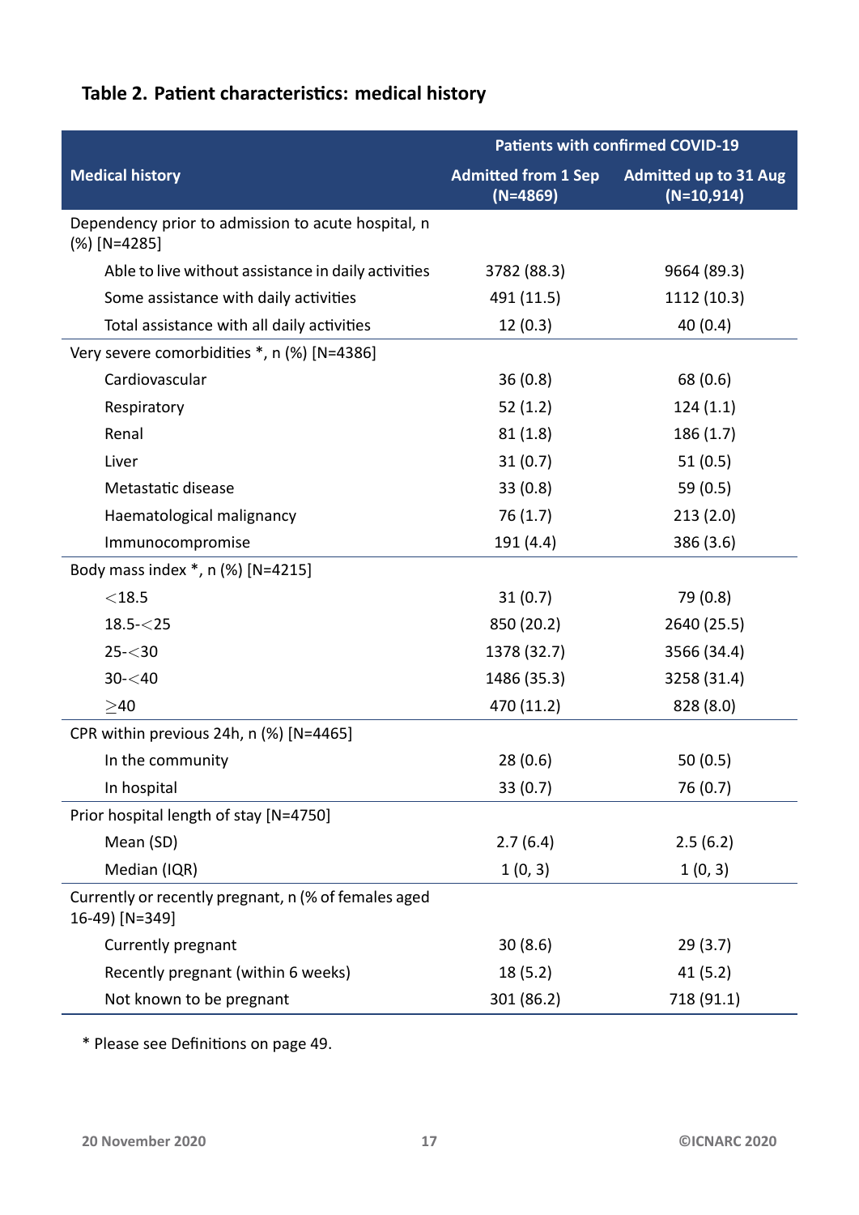### Table 2. Patient characteristics: medical history

| Medical history | Patients with confirmed COVID-19 | |
|---|---|---|
| | Admitted from 1 Sep (N=4869) | Admitted up to 31 Aug (N=10,914) |
| Dependency prior to admission to acute hospital, n (%) [N=4285] | | |
| Able to live without assistance in daily activities | 3782 (88.3) | 9664 (89.3) |
| Some assistance with daily activities | 491 (11.5) | 1112 (10.3) |
| Total assistance with all daily activities | 12 (0.3) | 40 (0.4) |
| Very severe comorbidities *, n (%) [N=4386] | | |
| Cardiovascular | 36 (0.8) | 68 (0.6) |
| Respiratory | 52 (1.2) | 124 (1.1) |
| Renal | 81 (1.8) | 186 (1.7) |
| Liver | 31 (0.7) | 51 (0.5) |
| Metastatic disease | 33 (0.8) | 59 (0.5) |
| Haematological malignancy | 76 (1.7) | 213 (2.0) |
| Immunocompromise | 191 (4.4) | 386 (3.6) |
| Body mass index *, n (%) [N=4215] | | |
| $<$18.5 | 31 (0.7) | 79 (0.8) |
| 18.5-$<$25 | 850 (20.2) | 2640 (25.5) |
| 25-$<$30 | 1378 (32.7) | 3566 (34.4) |
| 30-$<$40 | 1486 (35.3) | 3258 (31.4) |
| $\geq$40 | 470 (11.2) | 828 (8.0) |
| CPR within previous 24h, n (%) [N=4465] | | |
| In the community | 28 (0.6) | 50 (0.5) |
| In hospital | 33 (0.7) | 76 (0.7) |
| Prior hospital length of stay [N=4750] | | |
| Mean (SD) | 2.7 (6.4) | 2.5 (6.2) |
| Median (IQR) | 1 (0, 3) | 1 (0, 3) |
| Currently or recently pregnant, n (% of females aged 16-49) [N=349] | | |
| Currently pregnant | 30 (8.6) | 29 (3.7) |
| Recently pregnant (within 6 weeks) | 18 (5.2) | 41 (5.2) |
| Not known to be pregnant | 301 (86.2) | 718 (91.1) |

* Please see Definitions on page 49.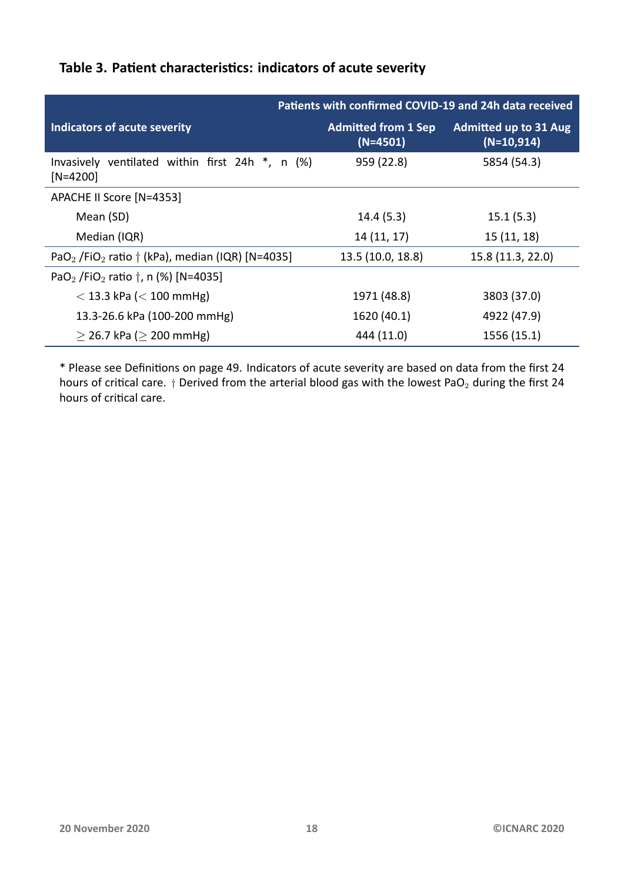### Table 3. Patient characteristics: indicators of acute severity

| Indicators of acute severity | Patients with confirmed COVID-19 and 24h data received | |
|---|---|---|
| | Admitted from 1 Sep (N=4501) | Admitted up to 31 Aug (N=10,914) |
| Invasively ventilated within first 24h *, n (%) [N=4200] | 959 (22.8) | 5854 (54.3) |
| APACHE II Score [N=4353] | | |
| Mean (SD) | 14.4 (5.3) | 15.1 (5.3) |
| Median (IQR) | 14 (11, 17) | 15 (11, 18) |
| $PaO_2$ / $FiO_2$ ratio † (kPa), median (IQR) [N=4035] | 13.5 (10.0, 18.8) | 15.8 (11.3, 22.0) |
| $PaO_2$ / $FiO_2$ ratio †, n (%) [N=4035] | | |
| $<$ 13.3 kPa ($<$ 100 mmHg) | 1971 (48.8) | 3803 (37.0) |
| 13.3-26.6 kPa (100-200 mmHg) | 1620 (40.1) | 4922 (47.9) |
| $\geq$ 26.7 kPa ($\geq$ 200 mmHg) | 444 (11.0) | 1556 (15.1) |

* Please see Definitions on page 49. Indicators of acute severity are based on data from the first 24 hours of critical care. † Derived from the arterial blood gas with the lowest $PaO_2$ during the first 24 hours of critical care.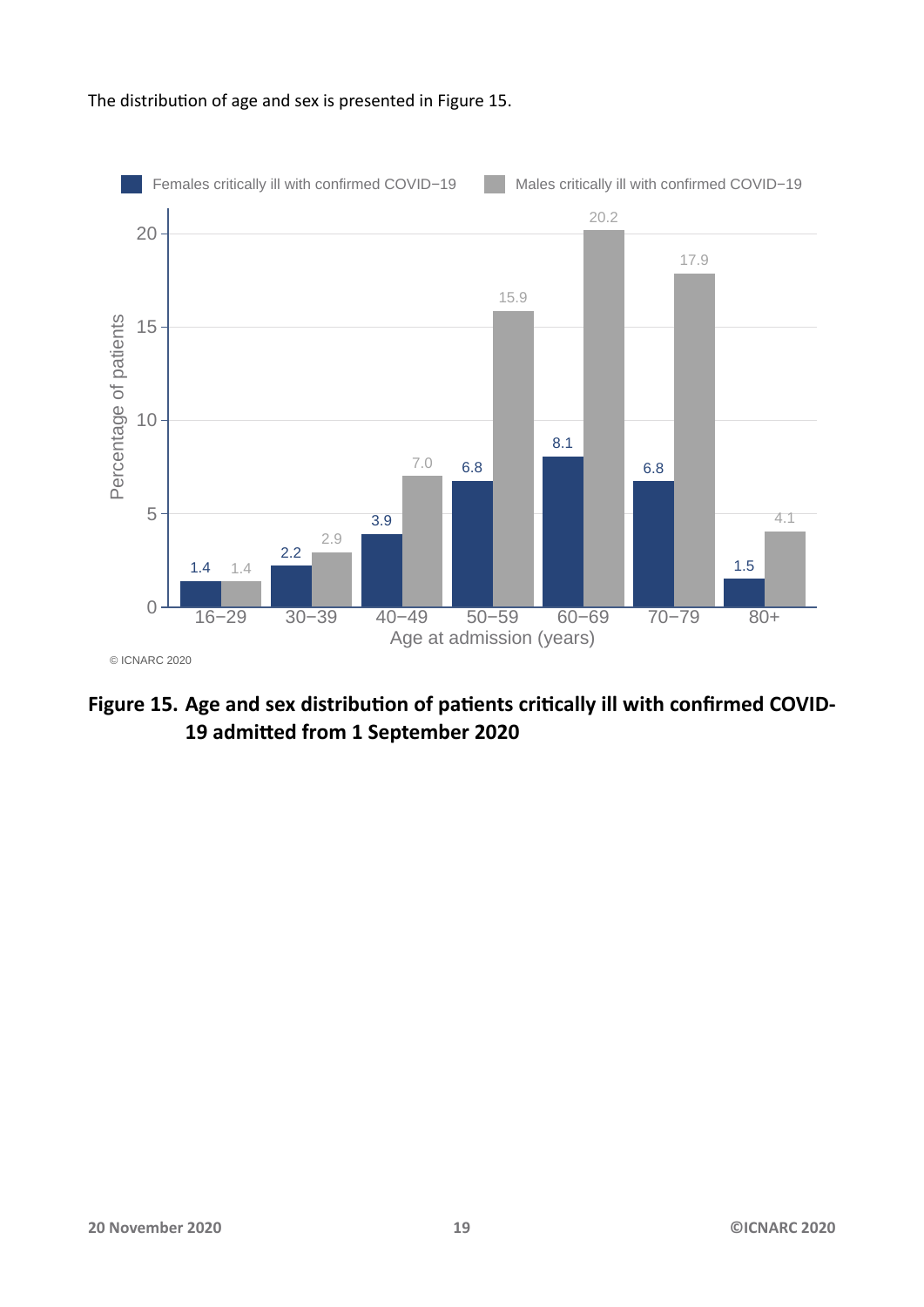The distribution of age and sex is presented in Figure 15.

| Age at admission (years) | Females critically ill with confirmed COVID−19 | Males critically ill with confirmed COVID−19 |
|---|---|---|
| 16−29 | 1.4 | 1.4 |
| 30−39 | 2.2 | 2.9 |
| 40−49 | 3.9 | 7.0 |
| 50−59 | 6.8 | 15.9 |
| 60−69 | 8.1 | 20.2 |
| 70−79 | 6.8 | 17.9 |
| 80+ | 1.5 | 4.1 |

Percentage of patients

© ICNARC 2020

**Figure 15. Age and sex distribution of patients critically ill with confirmed COVID-19 admitted from 1 September 2020**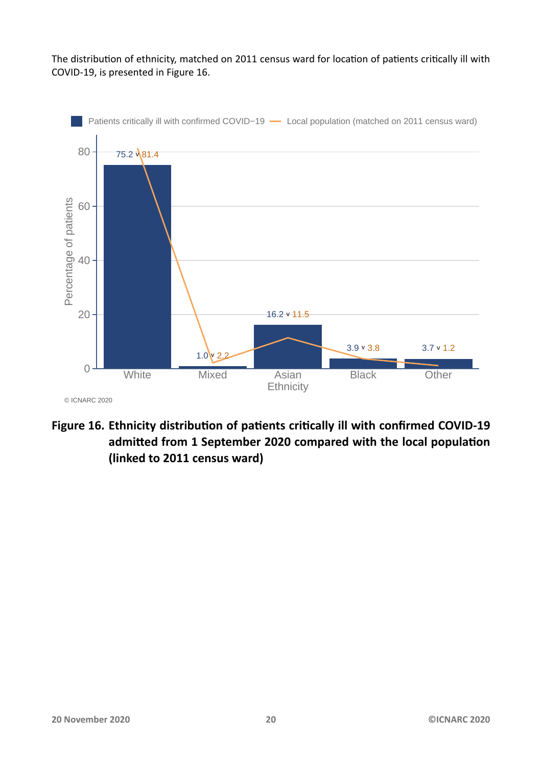The distribution of ethnicity, matched on 2011 census ward for location of patients critically ill with COVID-19, is presented in Figure 16.

| Ethnicity | Patients critically ill with confirmed COVID−19 (%) | Local population (matched on 2011 census ward) (%) |
|---|---|---|
| White | 75.2 | 81.4 |
| Mixed | 1.0 | 2.2 |
| Asian Ethnicity | 16.2 | 11.5 |
| Black | 3.9 | 3.8 |
| Other | 3.7 | 1.2 |

© ICNARC 2020

**Figure 16. Ethnicity distribution of patients critically ill with confirmed COVID-19 admitted from 1 September 2020 compared with the local population (linked to 2011 census ward)**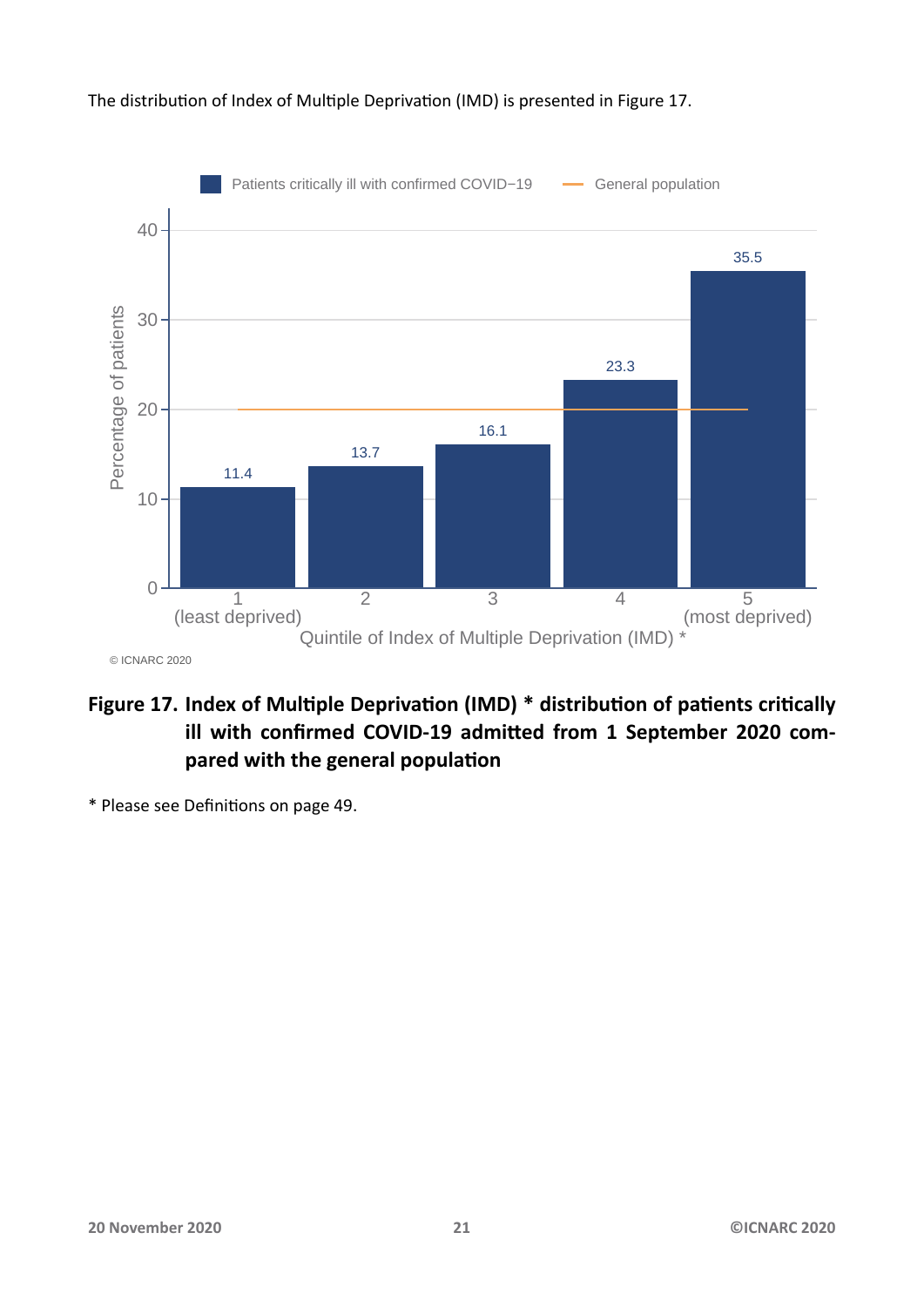The distribution of Index of Multiple Deprivation (IMD) is presented in Figure 17.

**Figure 17. Index of Multiple Deprivation (IMD) * distribution of patients critically ill with confirmed COVID-19 admitted from 1 September 2020 compared with the general population**

* Please see Definitions on page 49.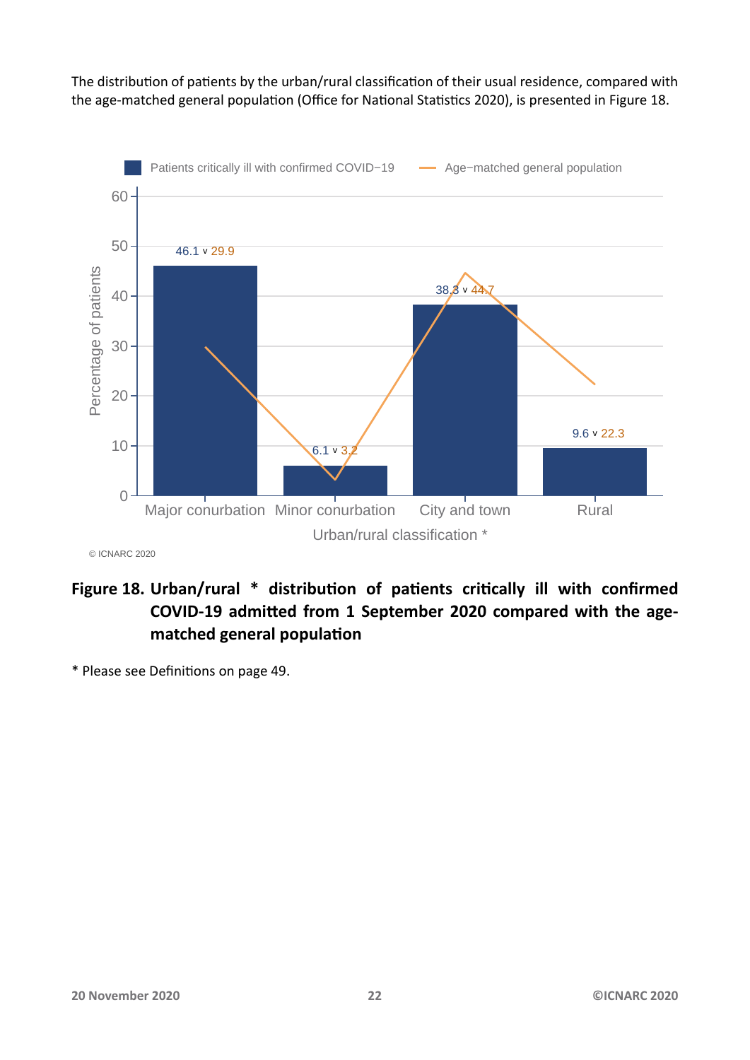The distribution of patients by the urban/rural classification of their usual residence, compared with the age-matched general population (Office for National Statistics 2020), is presented in Figure 18.

**Figure 18. Urban/rural * distribution of patients critically ill with confirmed COVID-19 admitted from 1 September 2020 compared with the age-matched general population**

* Please see Definitions on page 49.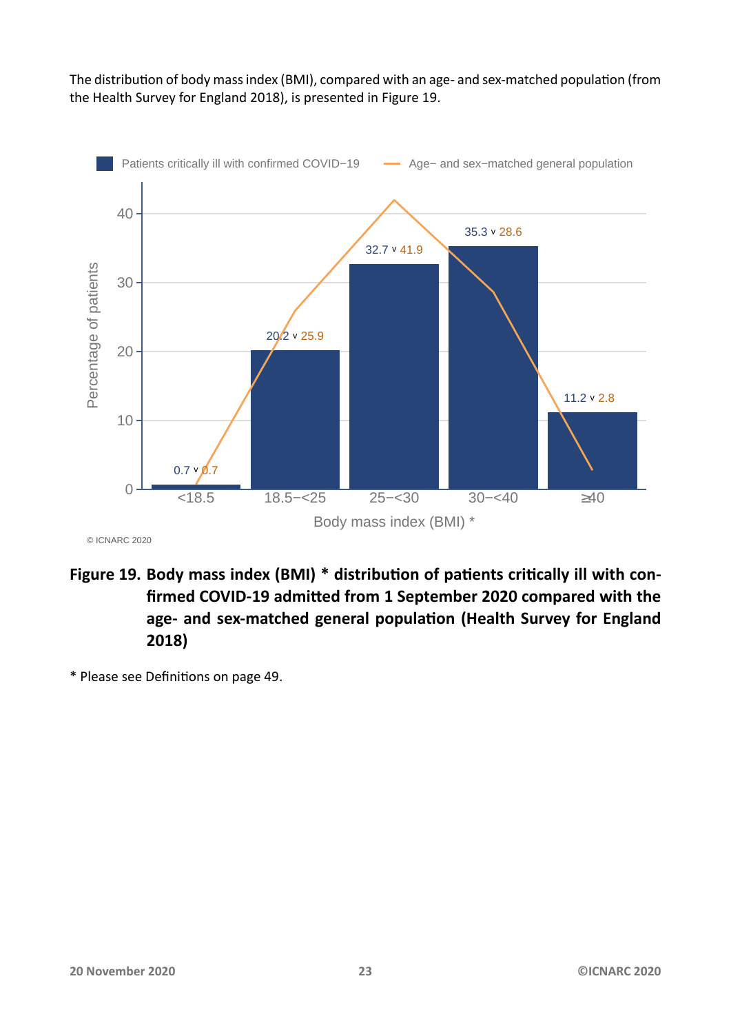The distribution of body mass index (BMI), compared with an age- and sex-matched population (from the Health Survey for England 2018), is presented in Figure 19.

| Body mass index (BMI) * | Patients critically ill with confirmed COVID−19 (%) | Age− and sex−matched general population (%) |
|---|---|---|
| <18.5 | 0.7 | 0.7 |
| 18.5−<25 | 20.2 | 25.9 |
| 25−<30 | 32.7 | 41.9 |
| 30−<40 | 35.3 | 28.6 |
| ≥40 | 11.2 | 2.8 |

© ICNARC 2020

**Figure 19. Body mass index (BMI) * distribution of patients critically ill with confirmed COVID-19 admitted from 1 September 2020 compared with the age- and sex-matched general population (Health Survey for England 2018)**

* Please see Definitions on page 49.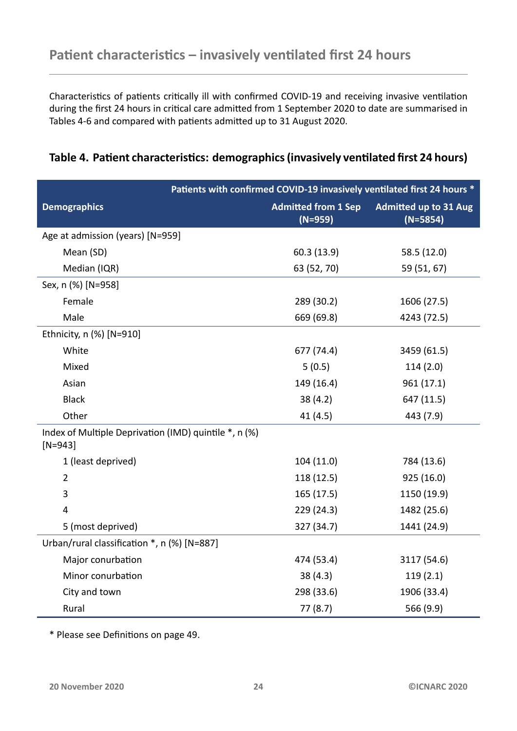## Patient characteristics – invasively ventilated first 24 hours

Characteristics of patients critically ill with confirmed COVID-19 and receiving invasive ventilation during the first 24 hours in critical care admitted from 1 September 2020 to date are summarised in Tables 4-6 and compared with patients admitted up to 31 August 2020.

### Table 4. Patient characteristics: demographics (invasively ventilated first 24 hours)

| | Patients with confirmed COVID-19 invasively ventilated first 24 hours * | |
|---|---|---|
| **Demographics** | **Admitted from 1 Sep (N=959)** | **Admitted up to 31 Aug (N=5854)** |
| Age at admission (years) [N=959] | | |
| Mean (SD) | 60.3 (13.9) | 58.5 (12.0) |
| Median (IQR) | 63 (52, 70) | 59 (51, 67) |
| Sex, n (%) [N=958] | | |
| Female | 289 (30.2) | 1606 (27.5) |
| Male | 669 (69.8) | 4243 (72.5) |
| Ethnicity, n (%) [N=910] | | |
| White | 677 (74.4) | 3459 (61.5) |
| Mixed | 5 (0.5) | 114 (2.0) |
| Asian | 149 (16.4) | 961 (17.1) |
| Black | 38 (4.2) | 647 (11.5) |
| Other | 41 (4.5) | 443 (7.9) |
| Index of Multiple Deprivation (IMD) quintile *, n (%) [N=943] | | |
| 1 (least deprived) | 104 (11.0) | 784 (13.6) |
| 2 | 118 (12.5) | 925 (16.0) |
| 3 | 165 (17.5) | 1150 (19.9) |
| 4 | 229 (24.3) | 1482 (25.6) |
| 5 (most deprived) | 327 (34.7) | 1441 (24.9) |
| Urban/rural classification *, n (%) [N=887] | | |
| Major conurbation | 474 (53.4) | 3117 (54.6) |
| Minor conurbation | 38 (4.3) | 119 (2.1) |
| City and town | 298 (33.6) | 1906 (33.4) |
| Rural | 77 (8.7) | 566 (9.9) |

* Please see Definitions on page 49.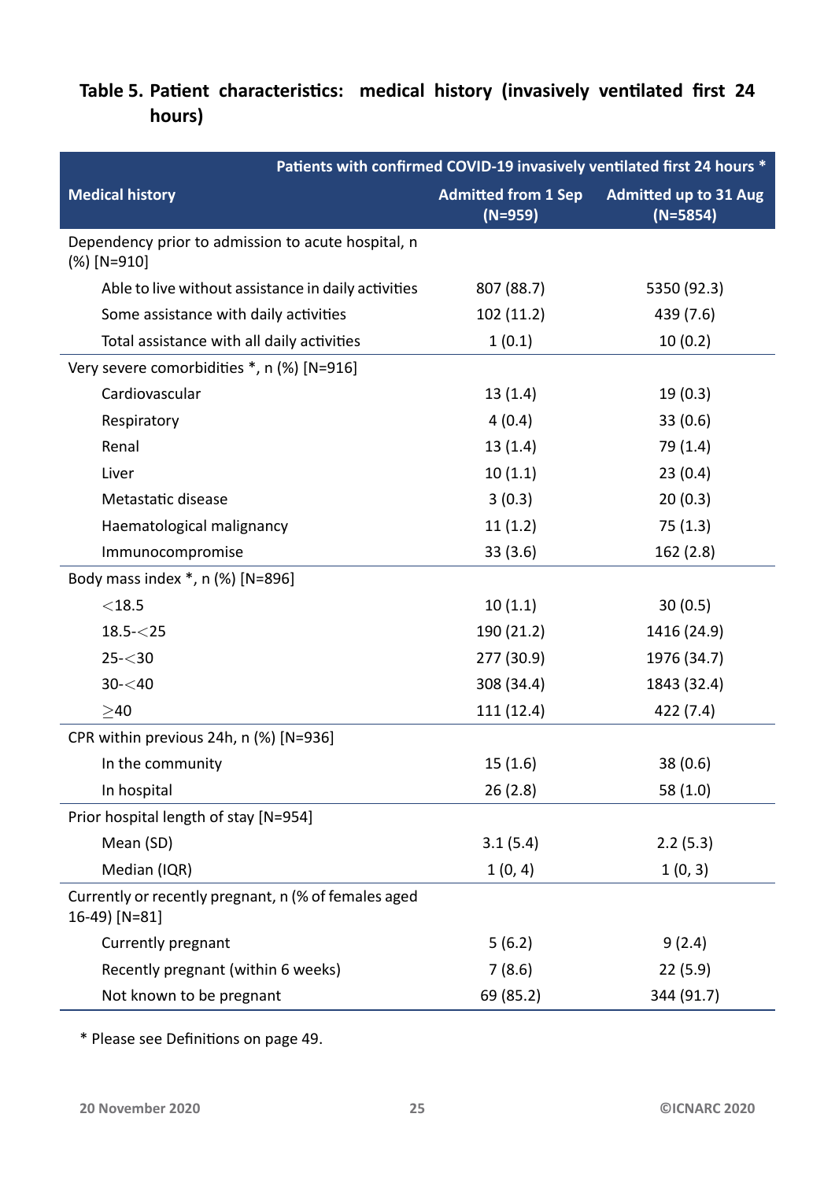## Table 5. Patient characteristics: medical history (invasively ventilated first 24 hours)

| | Patients with confirmed COVID-19 invasively ventilated first 24 hours * | |
|---|---|---|
| **Medical history** | **Admitted from 1 Sep (N=959)** | **Admitted up to 31 Aug (N=5854)** |
| Dependency prior to admission to acute hospital, n (%) [N=910] | | |
| Able to live without assistance in daily activities | 807 (88.7) | 5350 (92.3) |
| Some assistance with daily activities | 102 (11.2) | 439 (7.6) |
| Total assistance with all daily activities | 1 (0.1) | 10 (0.2) |
| Very severe comorbidities *, n (%) [N=916] | | |
| Cardiovascular | 13 (1.4) | 19 (0.3) |
| Respiratory | 4 (0.4) | 33 (0.6) |
| Renal | 13 (1.4) | 79 (1.4) |
| Liver | 10 (1.1) | 23 (0.4) |
| Metastatic disease | 3 (0.3) | 20 (0.3) |
| Haematological malignancy | 11 (1.2) | 75 (1.3) |
| Immunocompromise | 33 (3.6) | 162 (2.8) |
| Body mass index *, n (%) [N=896] | | |
| <18.5 | 10 (1.1) | 30 (0.5) |
| 18.5-<25 | 190 (21.2) | 1416 (24.9) |
| 25-<30 | 277 (30.9) | 1976 (34.7) |
| 30-<40 | 308 (34.4) | 1843 (32.4) |
| ≥40 | 111 (12.4) | 422 (7.4) |
| CPR within previous 24h, n (%) [N=936] | | |
| In the community | 15 (1.6) | 38 (0.6) |
| In hospital | 26 (2.8) | 58 (1.0) |
| Prior hospital length of stay [N=954] | | |
| Mean (SD) | 3.1 (5.4) | 2.2 (5.3) |
| Median (IQR) | 1 (0, 4) | 1 (0, 3) |
| Currently or recently pregnant, n (% of females aged 16-49) [N=81] | | |
| Currently pregnant | 5 (6.2) | 9 (2.4) |
| Recently pregnant (within 6 weeks) | 7 (8.6) | 22 (5.9) |
| Not known to be pregnant | 69 (85.2) | 344 (91.7) |

* Please see Definitions on page 49.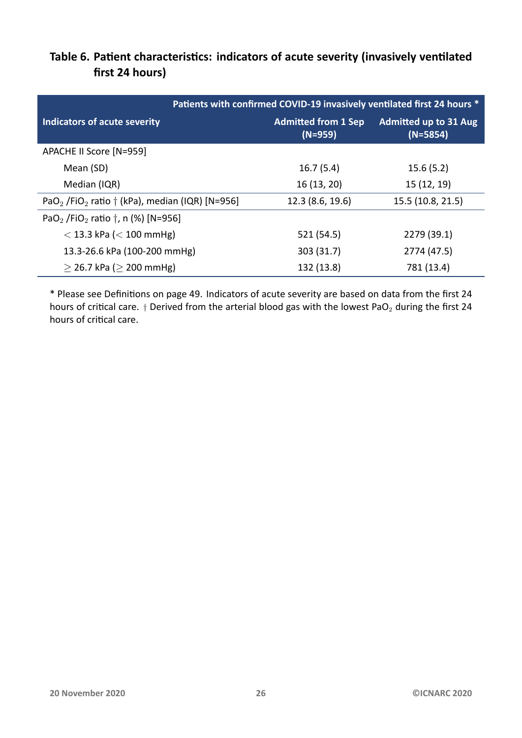## Table 6. Patient characteristics: indicators of acute severity (invasively ventilated first 24 hours)

| | Patients with confirmed COVID-19 invasively ventilated first 24 hours * | |
|---|---|---|
| **Indicators of acute severity** | **Admitted from 1 Sep (N=959)** | **Admitted up to 31 Aug (N=5854)** |
| APACHE II Score [N=959] | | |
| Mean (SD) | 16.7 (5.4) | 15.6 (5.2) |
| Median (IQR) | 16 (13, 20) | 15 (12, 19) |
| $PaO_2$ /$FiO_2$ ratio † (kPa), median (IQR) [N=956] | 12.3 (8.6, 19.6) | 15.5 (10.8, 21.5) |
| $PaO_2$ /$FiO_2$ ratio †, n (%) [N=956] | | |
| $<$ 13.3 kPa ($<$ 100 mmHg) | 521 (54.5) | 2279 (39.1) |
| 13.3-26.6 kPa (100-200 mmHg) | 303 (31.7) | 2774 (47.5) |
| $\geq$ 26.7 kPa ($\geq$ 200 mmHg) | 132 (13.8) | 781 (13.4) |

* Please see Definitions on page 49. Indicators of acute severity are based on data from the first 24 hours of critical care. † Derived from the arterial blood gas with the lowest $PaO_2$ during the first 24 hours of critical care.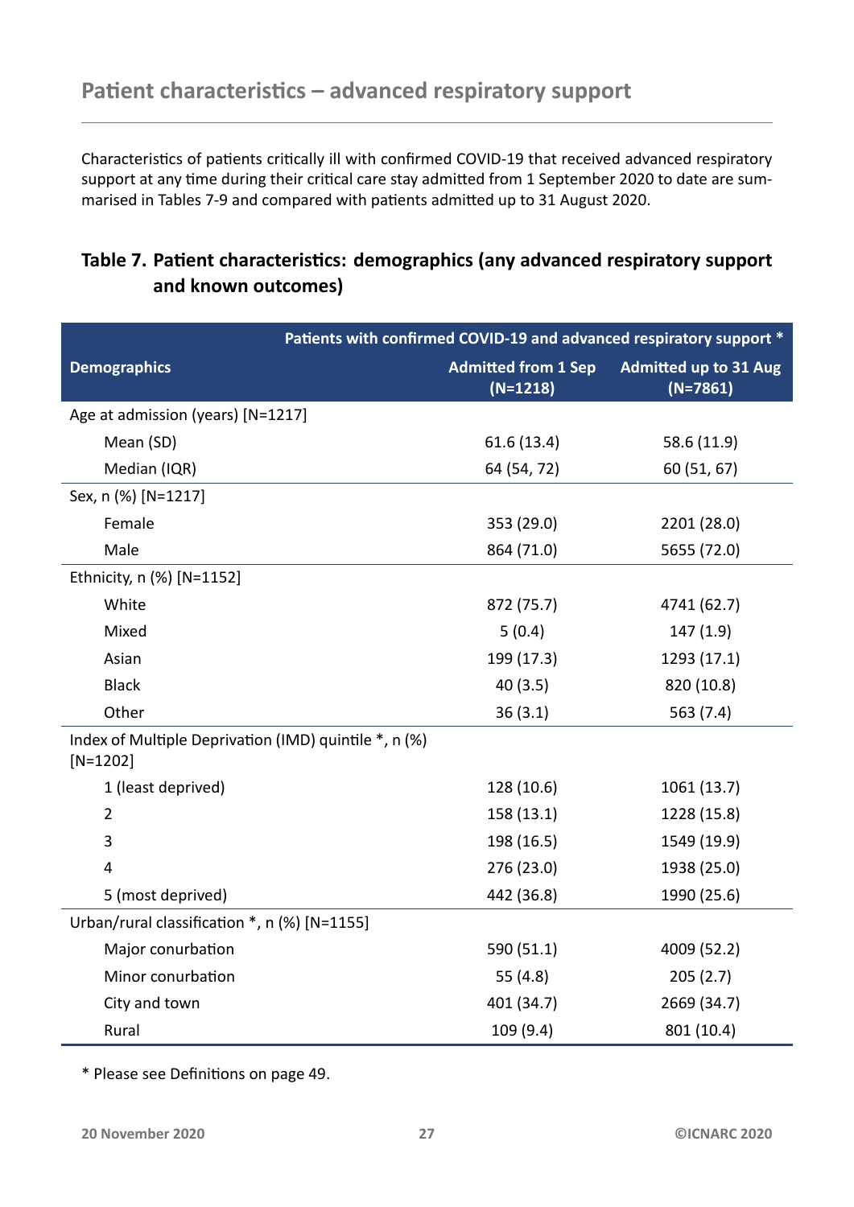## Patient characteristics – advanced respiratory support

Characteristics of patients critically ill with confirmed COVID-19 that received advanced respiratory support at any time during their critical care stay admitted from 1 September 2020 to date are summarised in Tables 7-9 and compared with patients admitted up to 31 August 2020.

### Table 7. Patient characteristics: demographics (any advanced respiratory support and known outcomes)

| | Patients with confirmed COVID-19 and advanced respiratory support * | |
|---|---|---|
| **Demographics** | **Admitted from 1 Sep (N=1218)** | **Admitted up to 31 Aug (N=7861)** |
| Age at admission (years) [N=1217] | | |
| Mean (SD) | 61.6 (13.4) | 58.6 (11.9) |
| Median (IQR) | 64 (54, 72) | 60 (51, 67) |
| Sex, n (%) [N=1217] | | |
| Female | 353 (29.0) | 2201 (28.0) |
| Male | 864 (71.0) | 5655 (72.0) |
| Ethnicity, n (%) [N=1152] | | |
| White | 872 (75.7) | 4741 (62.7) |
| Mixed | 5 (0.4) | 147 (1.9) |
| Asian | 199 (17.3) | 1293 (17.1) |
| Black | 40 (3.5) | 820 (10.8) |
| Other | 36 (3.1) | 563 (7.4) |
| Index of Multiple Deprivation (IMD) quintile *, n (%) [N=1202] | | |
| 1 (least deprived) | 128 (10.6) | 1061 (13.7) |
| 2 | 158 (13.1) | 1228 (15.8) |
| 3 | 198 (16.5) | 1549 (19.9) |
| 4 | 276 (23.0) | 1938 (25.0) |
| 5 (most deprived) | 442 (36.8) | 1990 (25.6) |
| Urban/rural classification *, n (%) [N=1155] | | |
| Major conurbation | 590 (51.1) | 4009 (52.2) |
| Minor conurbation | 55 (4.8) | 205 (2.7) |
| City and town | 401 (34.7) | 2669 (34.7) |
| Rural | 109 (9.4) | 801 (10.4) |

* Please see Definitions on page 49.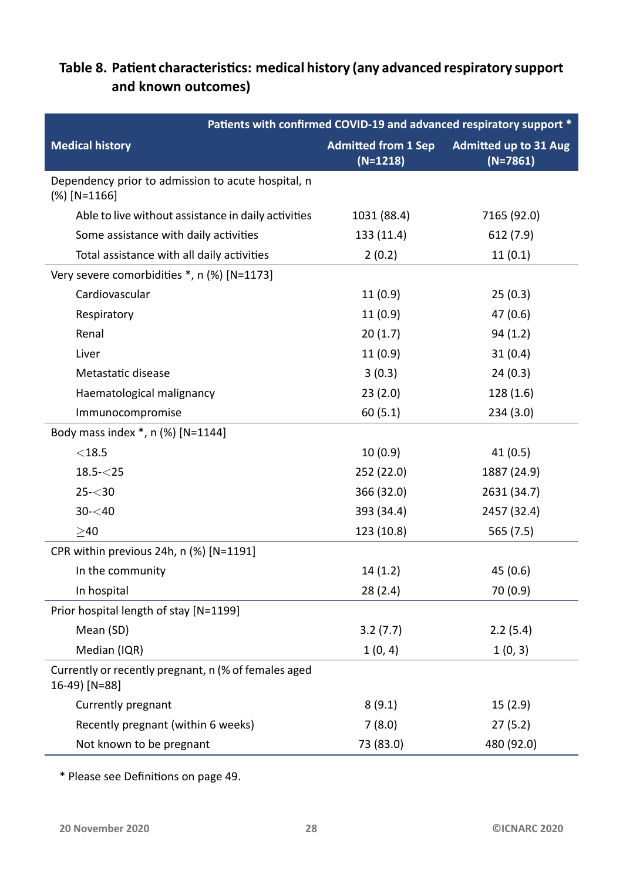## Table 8. Patient characteristics: medical history (any advanced respiratory support and known outcomes)

| Medical history | Patients with confirmed COVID-19 and advanced respiratory support * | |
|---|---|---|
| | Admitted from 1 Sep (N=1218) | Admitted up to 31 Aug (N=7861) |
| Dependency prior to admission to acute hospital, n (%) [N=1166] | | |
| Able to live without assistance in daily activities | 1031 (88.4) | 7165 (92.0) |
| Some assistance with daily activities | 133 (11.4) | 612 (7.9) |
| Total assistance with all daily activities | 2 (0.2) | 11 (0.1) |
| Very severe comorbidities *, n (%) [N=1173] | | |
| Cardiovascular | 11 (0.9) | 25 (0.3) |
| Respiratory | 11 (0.9) | 47 (0.6) |
| Renal | 20 (1.7) | 94 (1.2) |
| Liver | 11 (0.9) | 31 (0.4) |
| Metastatic disease | 3 (0.3) | 24 (0.3) |
| Haematological malignancy | 23 (2.0) | 128 (1.6) |
| Immunocompromise | 60 (5.1) | 234 (3.0) |
| Body mass index *, n (%) [N=1144] | | |
| <18.5 | 10 (0.9) | 41 (0.5) |
| 18.5-<25 | 252 (22.0) | 1887 (24.9) |
| 25-<30 | 366 (32.0) | 2631 (34.7) |
| 30-<40 | 393 (34.4) | 2457 (32.4) |
| ≥40 | 123 (10.8) | 565 (7.5) |
| CPR within previous 24h, n (%) [N=1191] | | |
| In the community | 14 (1.2) | 45 (0.6) |
| In hospital | 28 (2.4) | 70 (0.9) |
| Prior hospital length of stay [N=1199] | | |
| Mean (SD) | 3.2 (7.7) | 2.2 (5.4) |
| Median (IQR) | 1 (0, 4) | 1 (0, 3) |
| Currently or recently pregnant, n (% of females aged 16-49) [N=88] | | |
| Currently pregnant | 8 (9.1) | 15 (2.9) |
| Recently pregnant (within 6 weeks) | 7 (8.0) | 27 (5.2) |
| Not known to be pregnant | 73 (83.0) | 480 (92.0) |

* Please see Definitions on page 49.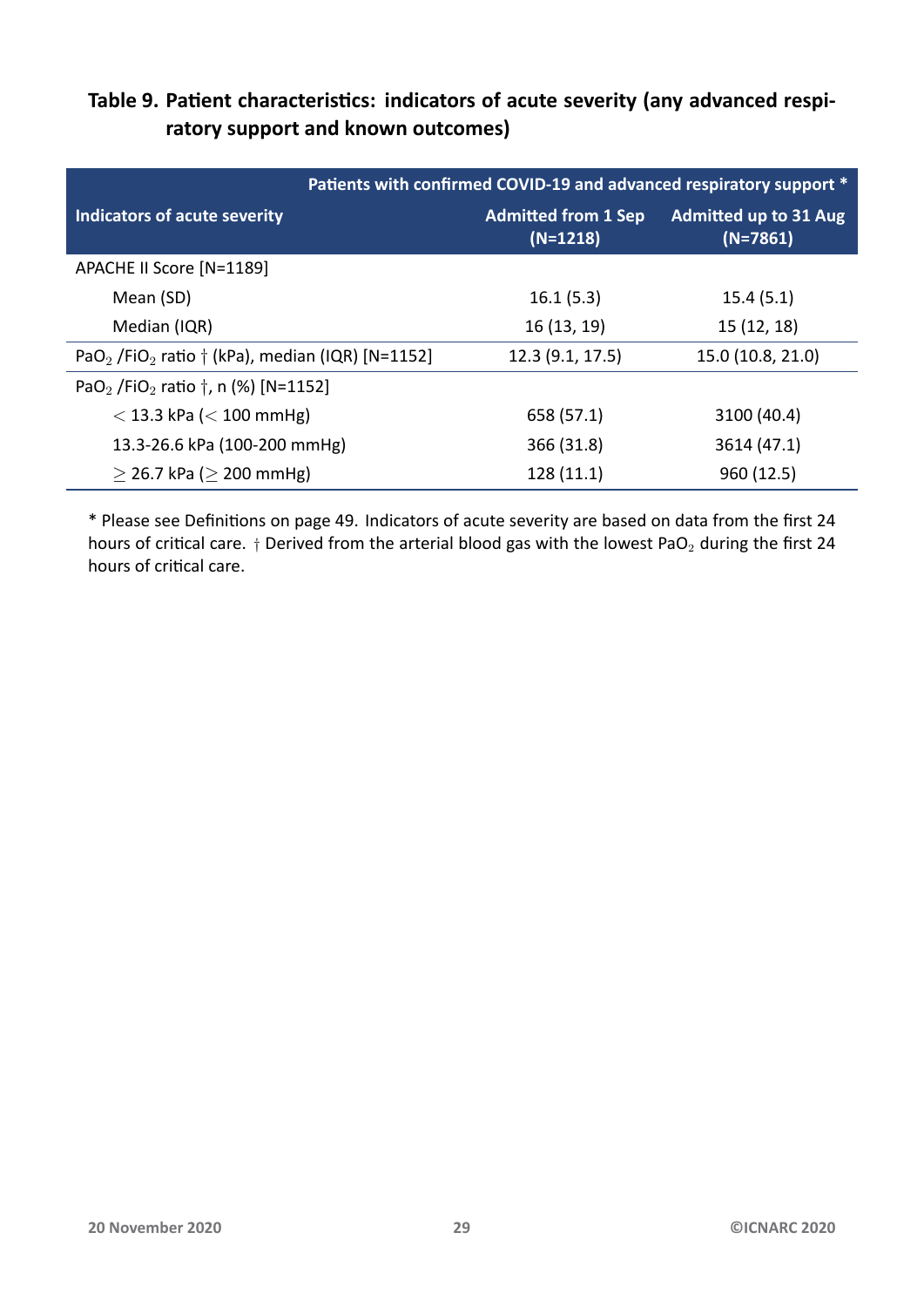### Table 9. Patient characteristics: indicators of acute severity (any advanced respiratory support and known outcomes)

| Indicators of acute severity | Patients with confirmed COVID-19 and advanced respiratory support * | |
|---|---|---|
| | Admitted from 1 Sep (N=1218) | Admitted up to 31 Aug (N=7861) |
| APACHE II Score [N=1189] | | |
| Mean (SD) | 16.1 (5.3) | 15.4 (5.1) |
| Median (IQR) | 16 (13, 19) | 15 (12, 18) |
| $PaO_2$ /$FiO_2$ ratio † (kPa), median (IQR) [N=1152] | 12.3 (9.1, 17.5) | 15.0 (10.8, 21.0) |
| $PaO_2$ /$FiO_2$ ratio †, n (%) [N=1152] | | |
| $<$ 13.3 kPa ($<$ 100 mmHg) | 658 (57.1) | 3100 (40.4) |
| 13.3-26.6 kPa (100-200 mmHg) | 366 (31.8) | 3614 (47.1) |
| $\geq$ 26.7 kPa ($\geq$ 200 mmHg) | 128 (11.1) | 960 (12.5) |

* Please see Definitions on page 49. Indicators of acute severity are based on data from the first 24 hours of critical care. † Derived from the arterial blood gas with the lowest $PaO_2$ during the first 24 hours of critical care.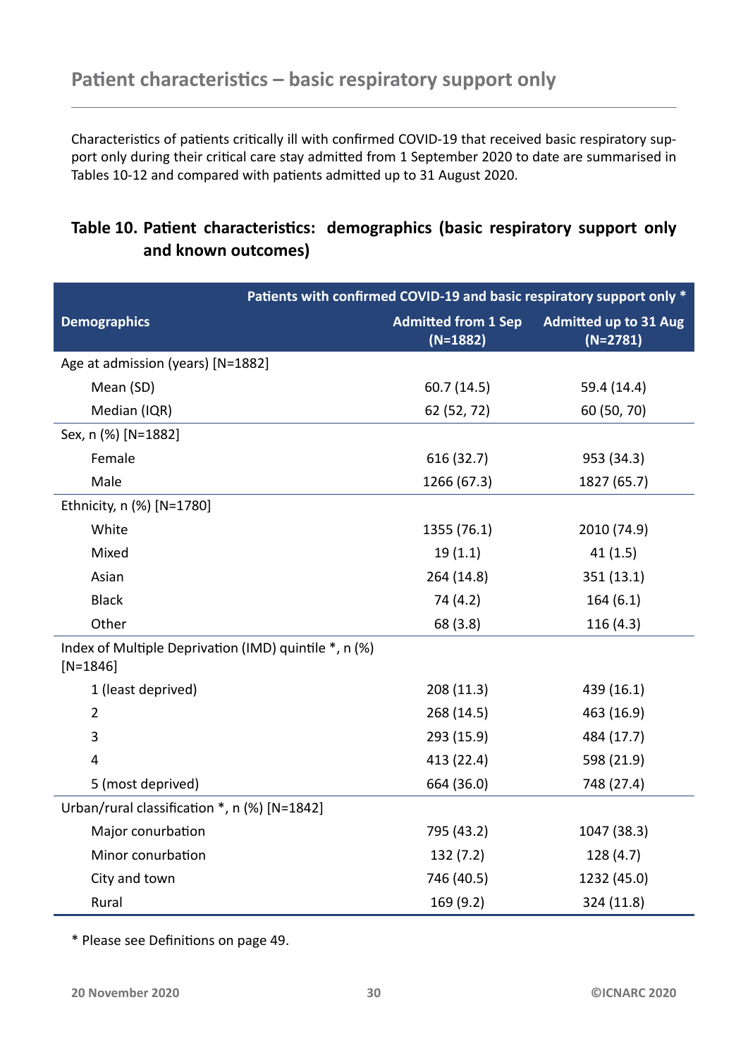## Patient characteristics – basic respiratory support only

Characteristics of patients critically ill with confirmed COVID-19 that received basic respiratory support only during their critical care stay admitted from 1 September 2020 to date are summarised in Tables 10-12 and compared with patients admitted up to 31 August 2020.

### Table 10. Patient characteristics: demographics (basic respiratory support only and known outcomes)

| | Patients with confirmed COVID-19 and basic respiratory support only * | |
|---|---|---|
| **Demographics** | **Admitted from 1 Sep (N=1882)** | **Admitted up to 31 Aug (N=2781)** |
| Age at admission (years) [N=1882] | | |
| Mean (SD) | 60.7 (14.5) | 59.4 (14.4) |
| Median (IQR) | 62 (52, 72) | 60 (50, 70) |
| Sex, n (%) [N=1882] | | |
| Female | 616 (32.7) | 953 (34.3) |
| Male | 1266 (67.3) | 1827 (65.7) |
| Ethnicity, n (%) [N=1780] | | |
| White | 1355 (76.1) | 2010 (74.9) |
| Mixed | 19 (1.1) | 41 (1.5) |
| Asian | 264 (14.8) | 351 (13.1) |
| Black | 74 (4.2) | 164 (6.1) |
| Other | 68 (3.8) | 116 (4.3) |
| Index of Multiple Deprivation (IMD) quintile *, n (%) [N=1846] | | |
| 1 (least deprived) | 208 (11.3) | 439 (16.1) |
| 2 | 268 (14.5) | 463 (16.9) |
| 3 | 293 (15.9) | 484 (17.7) |
| 4 | 413 (22.4) | 598 (21.9) |
| 5 (most deprived) | 664 (36.0) | 748 (27.4) |
| Urban/rural classification *, n (%) [N=1842] | | |
| Major conurbation | 795 (43.2) | 1047 (38.3) |
| Minor conurbation | 132 (7.2) | 128 (4.7) |
| City and town | 746 (40.5) | 1232 (45.0) |
| Rural | 169 (9.2) | 324 (11.8) |

* Please see Definitions on page 49.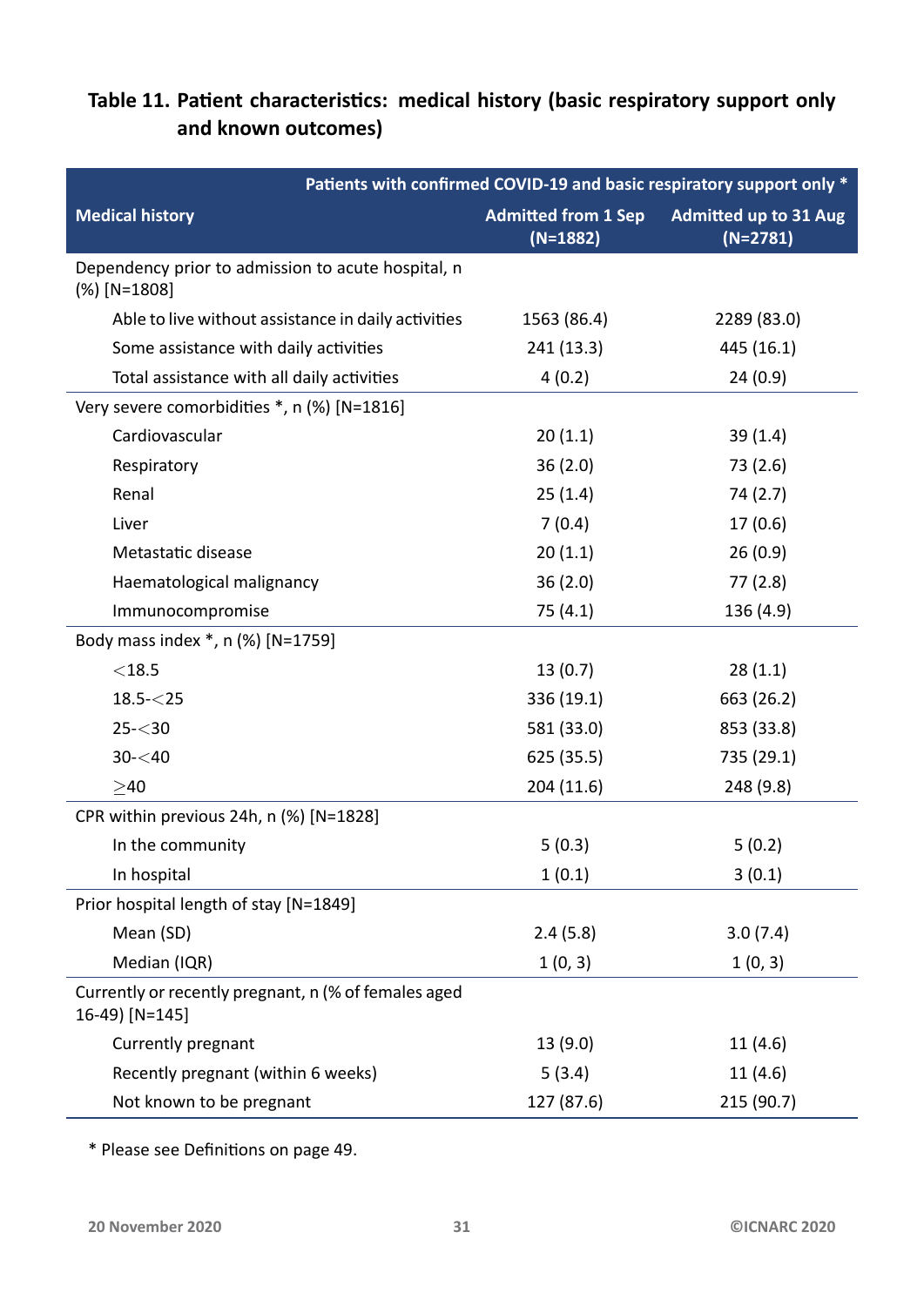## Table 11. Patient characteristics: medical history (basic respiratory support only and known outcomes)

| Medical history | Patients with confirmed COVID-19 and basic respiratory support only * | |
|---|---|---|
| | Admitted from 1 Sep (N=1882) | Admitted up to 31 Aug (N=2781) |
| Dependency prior to admission to acute hospital, n (%) [N=1808] | | |
| Able to live without assistance in daily activities | 1563 (86.4) | 2289 (83.0) |
| Some assistance with daily activities | 241 (13.3) | 445 (16.1) |
| Total assistance with all daily activities | 4 (0.2) | 24 (0.9) |
| Very severe comorbidities *, n (%) [N=1816] | | |
| Cardiovascular | 20 (1.1) | 39 (1.4) |
| Respiratory | 36 (2.0) | 73 (2.6) |
| Renal | 25 (1.4) | 74 (2.7) |
| Liver | 7 (0.4) | 17 (0.6) |
| Metastatic disease | 20 (1.1) | 26 (0.9) |
| Haematological malignancy | 36 (2.0) | 77 (2.8) |
| Immunocompromise | 75 (4.1) | 136 (4.9) |
| Body mass index *, n (%) [N=1759] | | |
| <18.5 | 13 (0.7) | 28 (1.1) |
| 18.5-<25 | 336 (19.1) | 663 (26.2) |
| 25-<30 | 581 (33.0) | 853 (33.8) |
| 30-<40 | 625 (35.5) | 735 (29.1) |
| ≥40 | 204 (11.6) | 248 (9.8) |
| CPR within previous 24h, n (%) [N=1828] | | |
| In the community | 5 (0.3) | 5 (0.2) |
| In hospital | 1 (0.1) | 3 (0.1) |
| Prior hospital length of stay [N=1849] | | |
| Mean (SD) | 2.4 (5.8) | 3.0 (7.4) |
| Median (IQR) | 1 (0, 3) | 1 (0, 3) |
| Currently or recently pregnant, n (% of females aged 16-49) [N=145] | | |
| Currently pregnant | 13 (9.0) | 11 (4.6) |
| Recently pregnant (within 6 weeks) | 5 (3.4) | 11 (4.6) |
| Not known to be pregnant | 127 (87.6) | 215 (90.7) |

* Please see Definitions on page 49.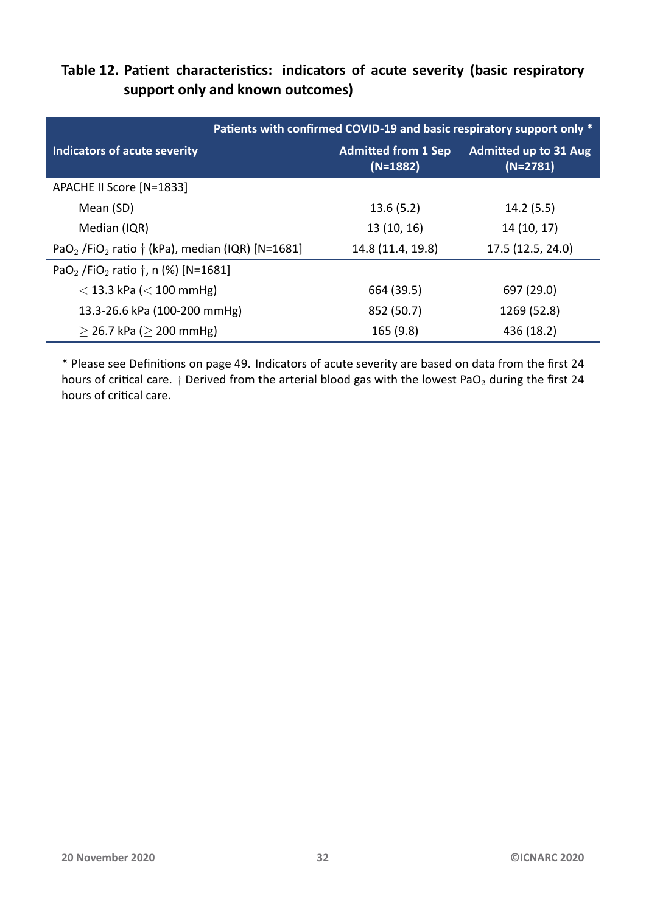### Table 12. Patient characteristics: indicators of acute severity (basic respiratory support only and known outcomes)

| Indicators of acute severity | Patients with confirmed COVID-19 and basic respiratory support only * | |
|---|---|---|
| | Admitted from 1 Sep (N=1882) | Admitted up to 31 Aug (N=2781) |
| APACHE II Score [N=1833] | | |
| Mean (SD) | 13.6 (5.2) | 14.2 (5.5) |
| Median (IQR) | 13 (10, 16) | 14 (10, 17) |
| $PaO_2$ /$FiO_2$ ratio † (kPa), median (IQR) [N=1681] | 14.8 (11.4, 19.8) | 17.5 (12.5, 24.0) |
| $PaO_2$ /$FiO_2$ ratio †, n (%) [N=1681] | | |
| $<$ 13.3 kPa ($<$ 100 mmHg) | 664 (39.5) | 697 (29.0) |
| 13.3-26.6 kPa (100-200 mmHg) | 852 (50.7) | 1269 (52.8) |
| $\geq$ 26.7 kPa ($\geq$ 200 mmHg) | 165 (9.8) | 436 (18.2) |

* Please see Definitions on page 49. Indicators of acute severity are based on data from the first 24 hours of critical care. † Derived from the arterial blood gas with the lowest $PaO_2$ during the first 24 hours of critical care.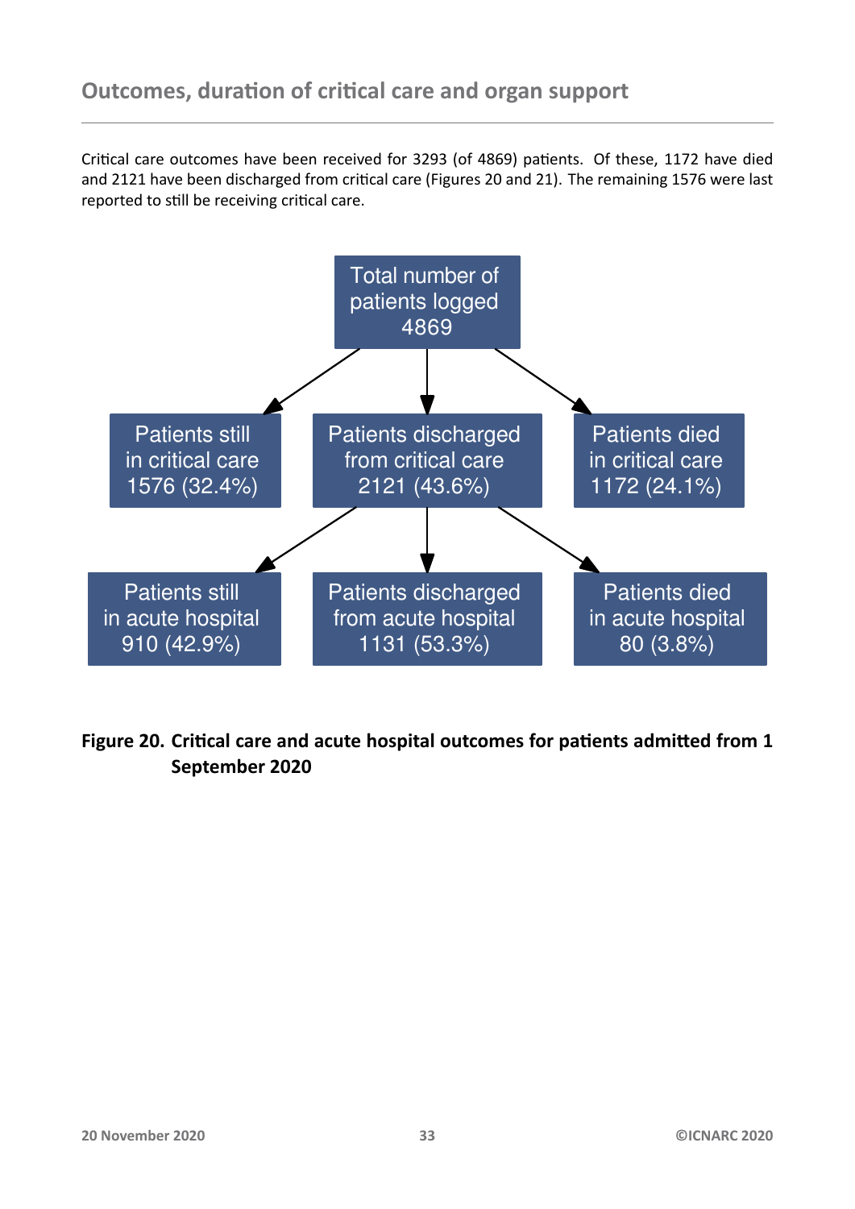## Outcomes, duration of critical care and organ support

Critical care outcomes have been received for 3293 (of 4869) patients. Of these, 1172 have died and 2121 have been discharged from critical care (Figures 20 and 21). The remaining 1576 were last reported to still be receiving critical care.

Total number of patients logged 4869

- Patients still in critical care 1576 (32.4%)
- Patients discharged from critical care 2121 (43.6%)
  - Patients still in acute hospital 910 (42.9%)
  - Patients discharged from acute hospital 1131 (53.3%)
  - Patients died in acute hospital 80 (3.8%)
- Patients died in critical care 1172 (24.1%)

**Figure 20. Critical care and acute hospital outcomes for patients admitted from 1 September 2020**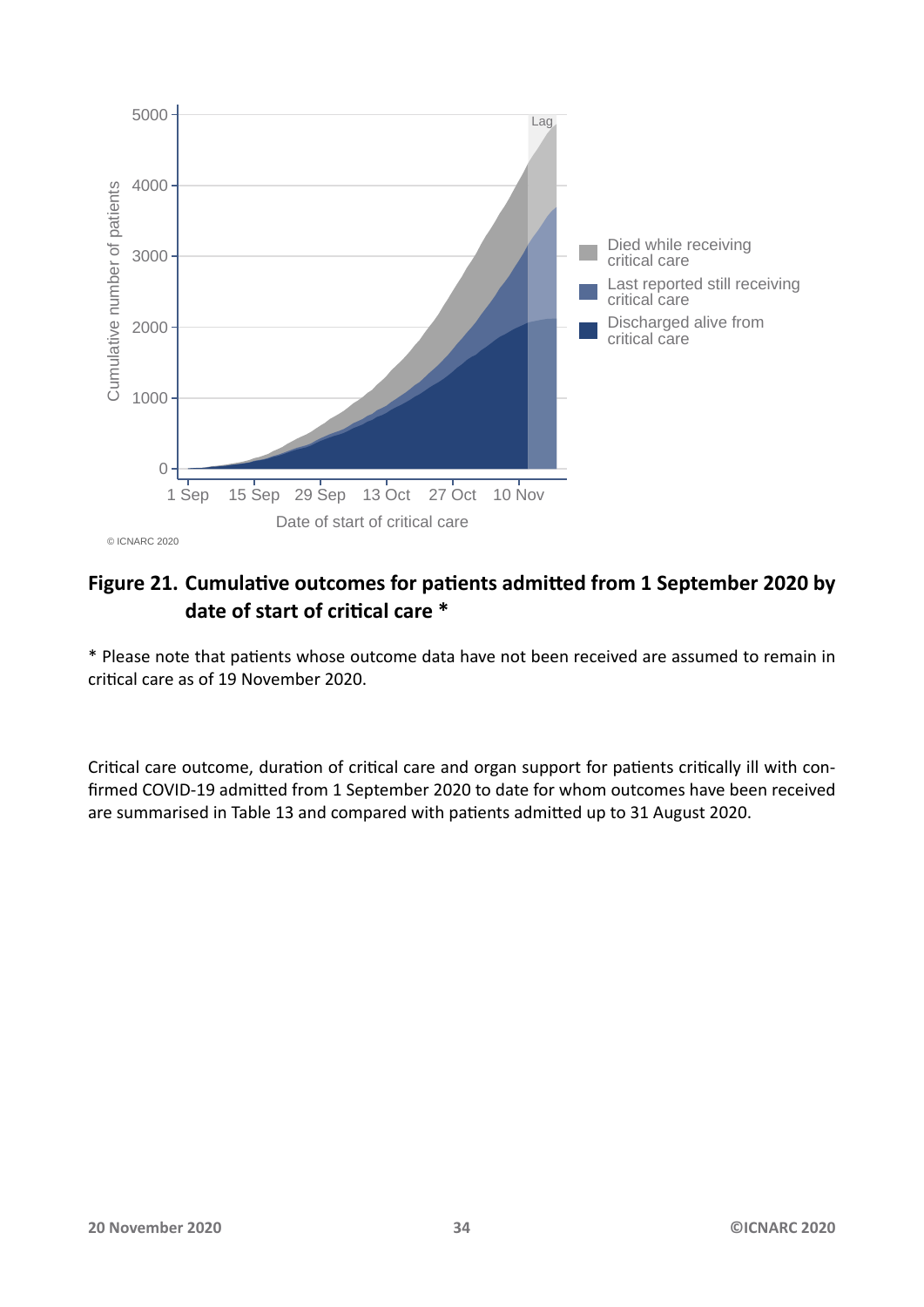**Figure 21. Cumulative outcomes for patients admitted from 1 September 2020 by date of start of critical care ***

* Please note that patients whose outcome data have not been received are assumed to remain in critical care as of 19 November 2020.

Critical care outcome, duration of critical care and organ support for patients critically ill with confirmed COVID-19 admitted from 1 September 2020 to date for whom outcomes have been received are summarised in Table 13 and compared with patients admitted up to 31 August 2020.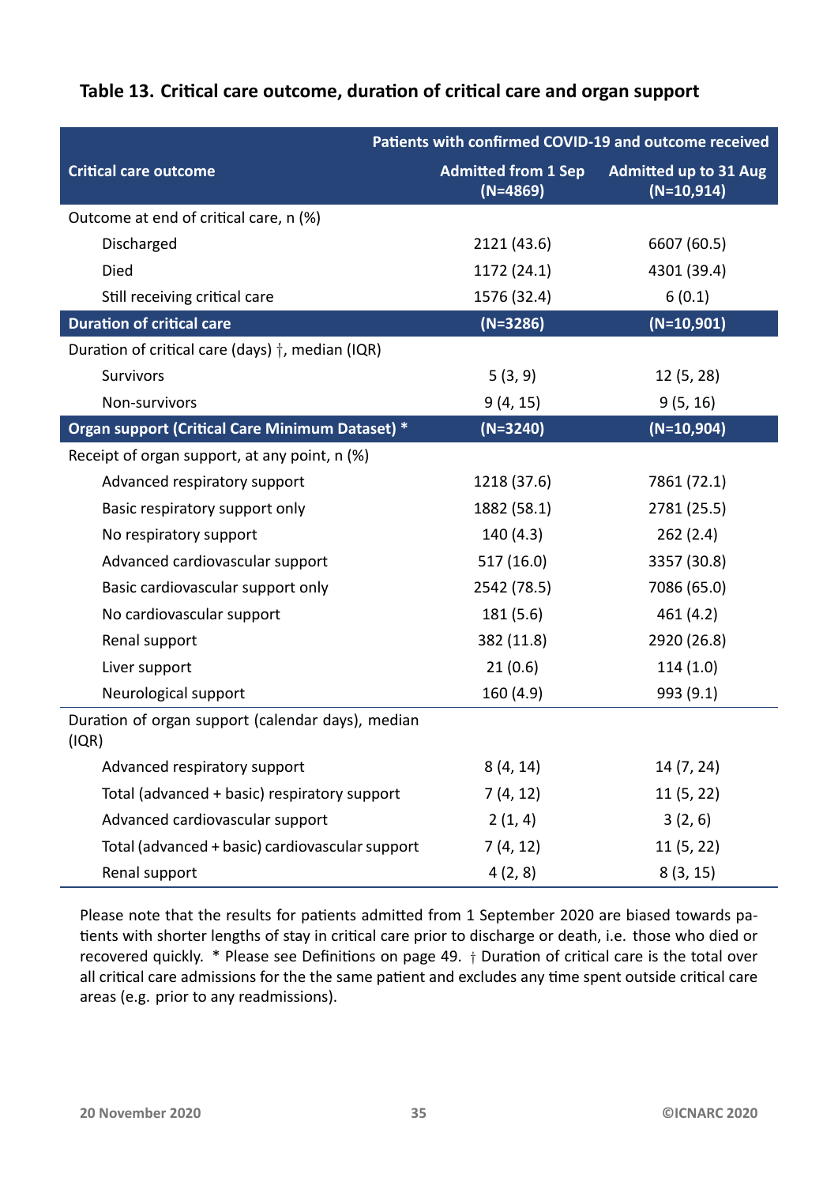## Table 13. Critical care outcome, duration of critical care and organ support

| | Patients with confirmed COVID-19 and outcome received | |
|---|---|---|
| **Critical care outcome** | **Admitted from 1 Sep (N=4869)** | **Admitted up to 31 Aug (N=10,914)** |
| Outcome at end of critical care, n (%) | | |
| Discharged | 2121 (43.6) | 6607 (60.5) |
| Died | 1172 (24.1) | 4301 (39.4) |
| Still receiving critical care | 1576 (32.4) | 6 (0.1) |
| **Duration of critical care** | **(N=3286)** | **(N=10,901)** |
| Duration of critical care (days) †, median (IQR) | | |
| Survivors | 5 (3, 9) | 12 (5, 28) |
| Non-survivors | 9 (4, 15) | 9 (5, 16) |
| **Organ support (Critical Care Minimum Dataset) *** | **(N=3240)** | **(N=10,904)** |
| Receipt of organ support, at any point, n (%) | | |
| Advanced respiratory support | 1218 (37.6) | 7861 (72.1) |
| Basic respiratory support only | 1882 (58.1) | 2781 (25.5) |
| No respiratory support | 140 (4.3) | 262 (2.4) |
| Advanced cardiovascular support | 517 (16.0) | 3357 (30.8) |
| Basic cardiovascular support only | 2542 (78.5) | 7086 (65.0) |
| No cardiovascular support | 181 (5.6) | 461 (4.2) |
| Renal support | 382 (11.8) | 2920 (26.8) |
| Liver support | 21 (0.6) | 114 (1.0) |
| Neurological support | 160 (4.9) | 993 (9.1) |
| Duration of organ support (calendar days), median (IQR) | | |
| Advanced respiratory support | 8 (4, 14) | 14 (7, 24) |
| Total (advanced + basic) respiratory support | 7 (4, 12) | 11 (5, 22) |
| Advanced cardiovascular support | 2 (1, 4) | 3 (2, 6) |
| Total (advanced + basic) cardiovascular support | 7 (4, 12) | 11 (5, 22) |
| Renal support | 4 (2, 8) | 8 (3, 15) |

Please note that the results for patients admitted from 1 September 2020 are biased towards patients with shorter lengths of stay in critical care prior to discharge or death, i.e. those who died or recovered quickly. * Please see Definitions on page 49. † Duration of critical care is the total over all critical care admissions for the the same patient and excludes any time spent outside critical care areas (e.g. prior to any readmissions).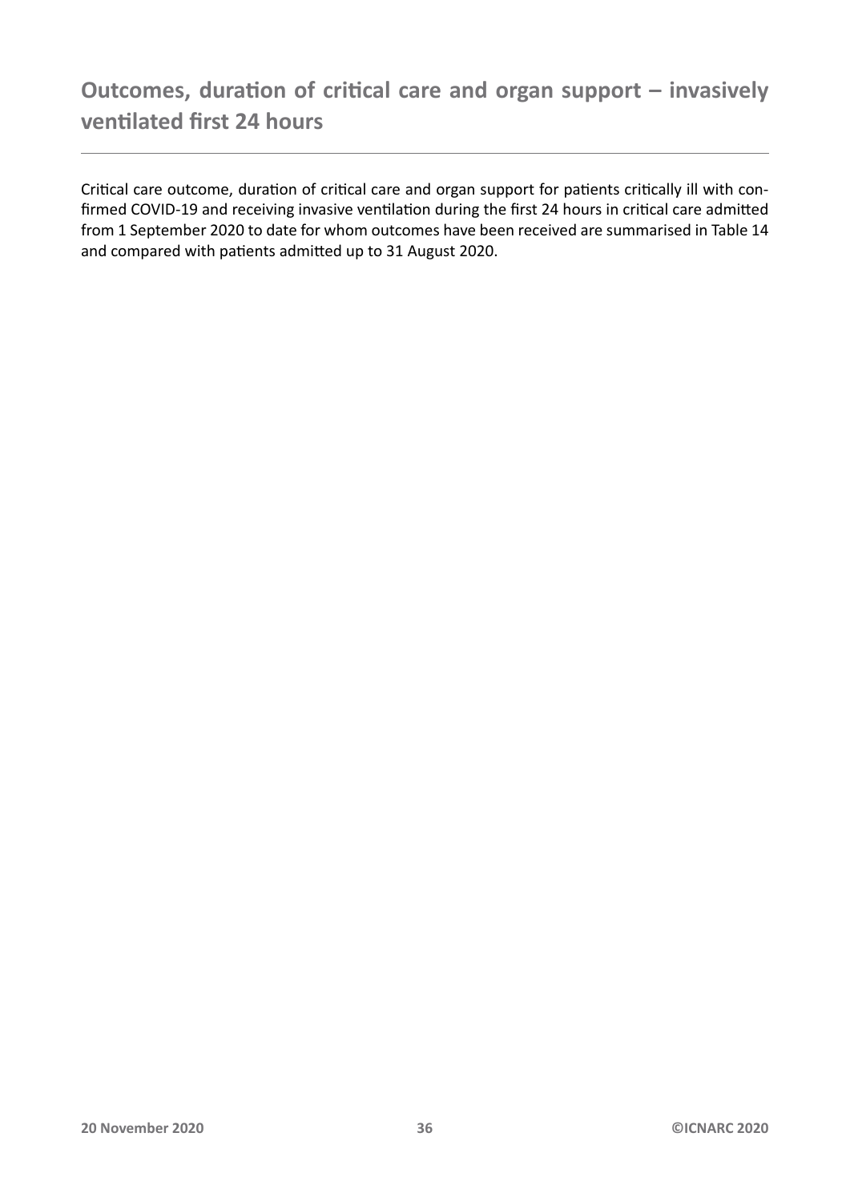## Outcomes, duration of critical care and organ support – invasively ventilated first 24 hours

Critical care outcome, duration of critical care and organ support for patients critically ill with confirmed COVID-19 and receiving invasive ventilation during the first 24 hours in critical care admitted from 1 September 2020 to date for whom outcomes have been received are summarised in Table 14 and compared with patients admitted up to 31 August 2020.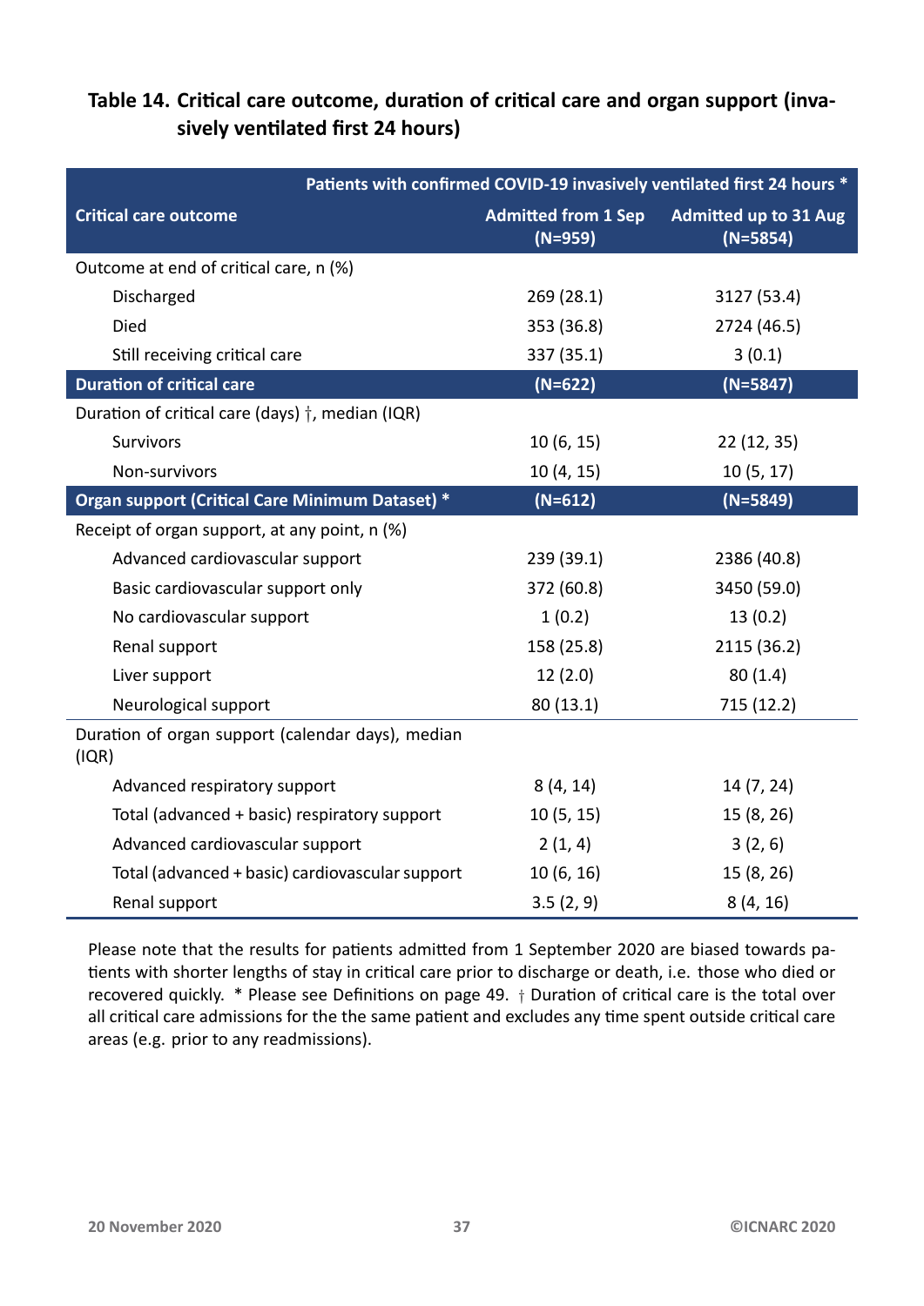## Table 14. Critical care outcome, duration of critical care and organ support (invasively ventilated first 24 hours)

| Critical care outcome | Patients with confirmed COVID-19 invasively ventilated first 24 hours * Admitted from 1 Sep (N=959) | Admitted up to 31 Aug (N=5854) |
|---|---|---|
| Outcome at end of critical care, n (%) | | |
| Discharged | 269 (28.1) | 3127 (53.4) |
| Died | 353 (36.8) | 2724 (46.5) |
| Still receiving critical care | 337 (35.1) | 3 (0.1) |
| **Duration of critical care** | **(N=622)** | **(N=5847)** |
| Duration of critical care (days) †, median (IQR) | | |
| Survivors | 10 (6, 15) | 22 (12, 35) |
| Non-survivors | 10 (4, 15) | 10 (5, 17) |
| **Organ support (Critical Care Minimum Dataset) *** | **(N=612)** | **(N=5849)** |
| Receipt of organ support, at any point, n (%) | | |
| Advanced cardiovascular support | 239 (39.1) | 2386 (40.8) |
| Basic cardiovascular support only | 372 (60.8) | 3450 (59.0) |
| No cardiovascular support | 1 (0.2) | 13 (0.2) |
| Renal support | 158 (25.8) | 2115 (36.2) |
| Liver support | 12 (2.0) | 80 (1.4) |
| Neurological support | 80 (13.1) | 715 (12.2) |
| Duration of organ support (calendar days), median (IQR) | | |
| Advanced respiratory support | 8 (4, 14) | 14 (7, 24) |
| Total (advanced + basic) respiratory support | 10 (5, 15) | 15 (8, 26) |
| Advanced cardiovascular support | 2 (1, 4) | 3 (2, 6) |
| Total (advanced + basic) cardiovascular support | 10 (6, 16) | 15 (8, 26) |
| Renal support | 3.5 (2, 9) | 8 (4, 16) |

Please note that the results for patients admitted from 1 September 2020 are biased towards patients with shorter lengths of stay in critical care prior to discharge or death, i.e. those who died or recovered quickly. * Please see Definitions on page 49. † Duration of critical care is the total over all critical care admissions for the the same patient and excludes any time spent outside critical care areas (e.g. prior to any readmissions).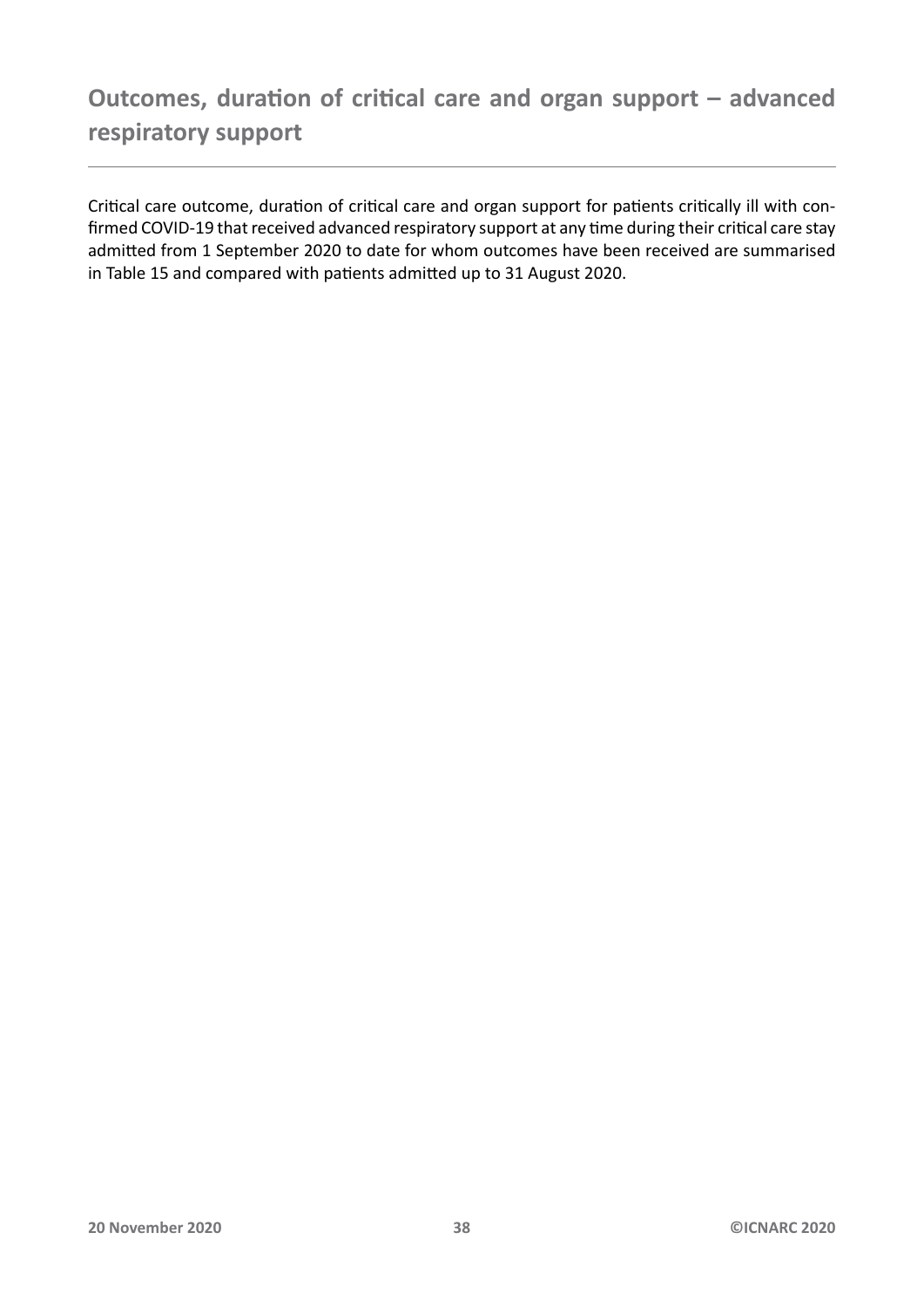## Outcomes, duration of critical care and organ support – advanced respiratory support

Critical care outcome, duration of critical care and organ support for patients critically ill with confirmed COVID-19 that received advanced respiratory support at any time during their critical care stay admitted from 1 September 2020 to date for whom outcomes have been received are summarised in Table 15 and compared with patients admitted up to 31 August 2020.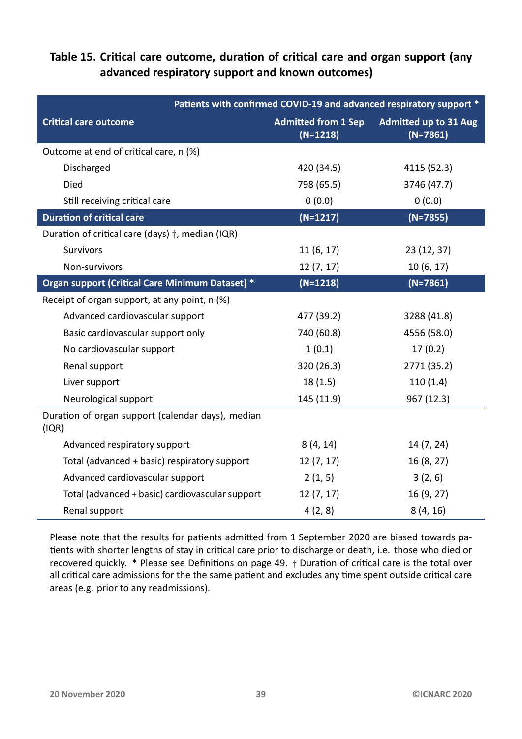**Table 15. Critical care outcome, duration of critical care and organ support (any advanced respiratory support and known outcomes)**

| | Patients with confirmed COVID-19 and advanced respiratory support * | |
|---|---|---|
| **Critical care outcome** | **Admitted from 1 Sep (N=1218)** | **Admitted up to 31 Aug (N=7861)** |
| Outcome at end of critical care, n (%) | | |
| Discharged | 420 (34.5) | 4115 (52.3) |
| Died | 798 (65.5) | 3746 (47.7) |
| Still receiving critical care | 0 (0.0) | 0 (0.0) |
| **Duration of critical care** | **(N=1217)** | **(N=7855)** |
| Duration of critical care (days) †, median (IQR) | | |
| Survivors | 11 (6, 17) | 23 (12, 37) |
| Non-survivors | 12 (7, 17) | 10 (6, 17) |
| **Organ support (Critical Care Minimum Dataset) *** | **(N=1218)** | **(N=7861)** |
| Receipt of organ support, at any point, n (%) | | |
| Advanced cardiovascular support | 477 (39.2) | 3288 (41.8) |
| Basic cardiovascular support only | 740 (60.8) | 4556 (58.0) |
| No cardiovascular support | 1 (0.1) | 17 (0.2) |
| Renal support | 320 (26.3) | 2771 (35.2) |
| Liver support | 18 (1.5) | 110 (1.4) |
| Neurological support | 145 (11.9) | 967 (12.3) |
| Duration of organ support (calendar days), median (IQR) | | |
| Advanced respiratory support | 8 (4, 14) | 14 (7, 24) |
| Total (advanced + basic) respiratory support | 12 (7, 17) | 16 (8, 27) |
| Advanced cardiovascular support | 2 (1, 5) | 3 (2, 6) |
| Total (advanced + basic) cardiovascular support | 12 (7, 17) | 16 (9, 27) |
| Renal support | 4 (2, 8) | 8 (4, 16) |

Please note that the results for patients admitted from 1 September 2020 are biased towards patients with shorter lengths of stay in critical care prior to discharge or death, i.e. those who died or recovered quickly. * Please see Definitions on page 49. † Duration of critical care is the total over all critical care admissions for the the same patient and excludes any time spent outside critical care areas (e.g. prior to any readmissions).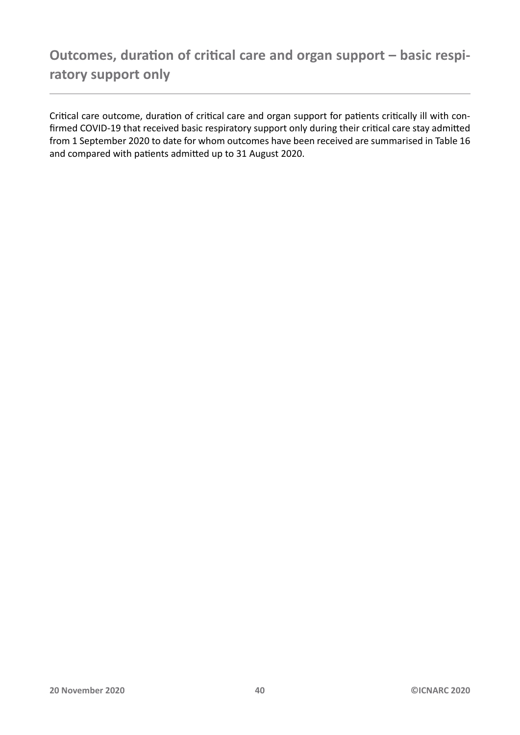## Outcomes, duration of critical care and organ support – basic respiratory support only

Critical care outcome, duration of critical care and organ support for patients critically ill with confirmed COVID-19 that received basic respiratory support only during their critical care stay admitted from 1 September 2020 to date for whom outcomes have been received are summarised in Table 16 and compared with patients admitted up to 31 August 2020.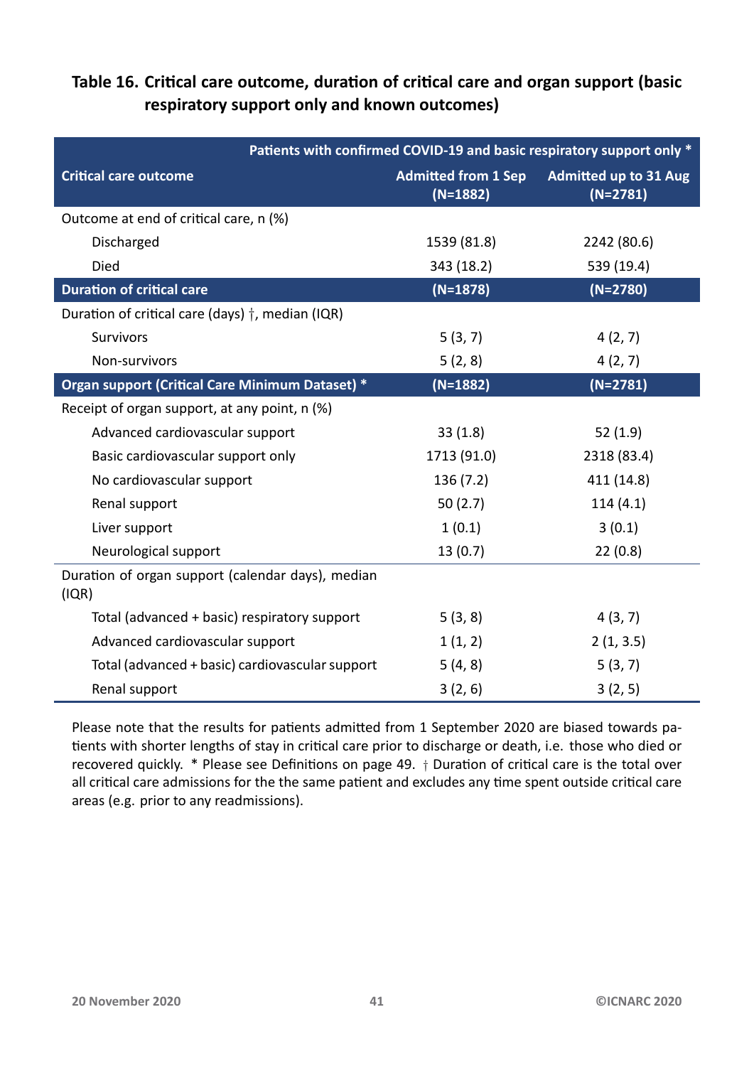## Table 16. Critical care outcome, duration of critical care and organ support (basic respiratory support only and known outcomes)

| | Patients with confirmed COVID-19 and basic respiratory support only * | |
|---|---|---|
| **Critical care outcome** | **Admitted from 1 Sep (N=1882)** | **Admitted up to 31 Aug (N=2781)** |
| Outcome at end of critical care, n (%) | | |
| Discharged | 1539 (81.8) | 2242 (80.6) |
| Died | 343 (18.2) | 539 (19.4) |
| **Duration of critical care** | **(N=1878)** | **(N=2780)** |
| Duration of critical care (days) †, median (IQR) | | |
| Survivors | 5 (3, 7) | 4 (2, 7) |
| Non-survivors | 5 (2, 8) | 4 (2, 7) |
| **Organ support (Critical Care Minimum Dataset) *** | **(N=1882)** | **(N=2781)** |
| Receipt of organ support, at any point, n (%) | | |
| Advanced cardiovascular support | 33 (1.8) | 52 (1.9) |
| Basic cardiovascular support only | 1713 (91.0) | 2318 (83.4) |
| No cardiovascular support | 136 (7.2) | 411 (14.8) |
| Renal support | 50 (2.7) | 114 (4.1) |
| Liver support | 1 (0.1) | 3 (0.1) |
| Neurological support | 13 (0.7) | 22 (0.8) |
| Duration of organ support (calendar days), median (IQR) | | |
| Total (advanced + basic) respiratory support | 5 (3, 8) | 4 (3, 7) |
| Advanced cardiovascular support | 1 (1, 2) | 2 (1, 3.5) |
| Total (advanced + basic) cardiovascular support | 5 (4, 8) | 5 (3, 7) |
| Renal support | 3 (2, 6) | 3 (2, 5) |

Please note that the results for patients admitted from 1 September 2020 are biased towards patients with shorter lengths of stay in critical care prior to discharge or death, i.e. those who died or recovered quickly. * Please see Definitions on page 49. † Duration of critical care is the total over all critical care admissions for the the same patient and excludes any time spent outside critical care areas (e.g. prior to any readmissions).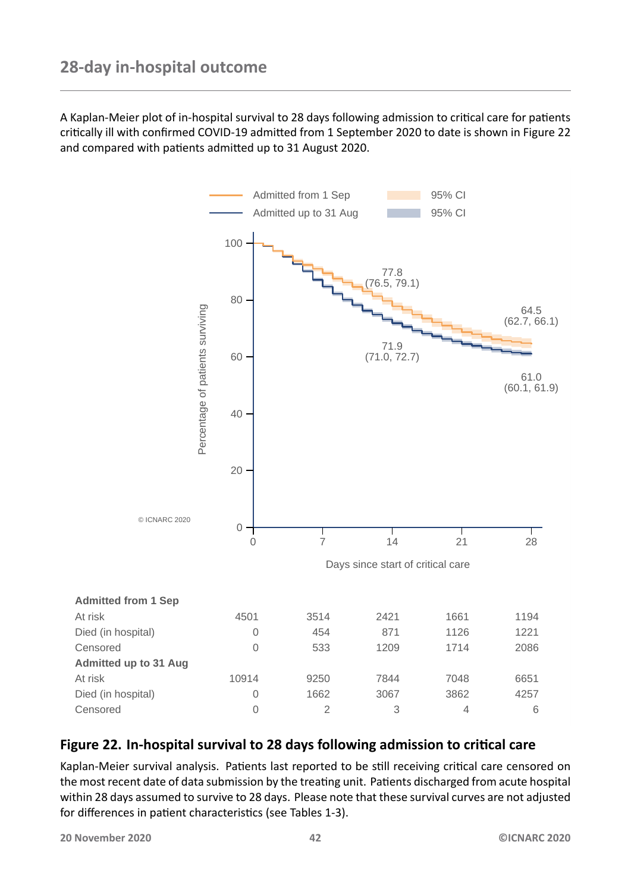## 28-day in-hospital outcome

A Kaplan-Meier plot of in-hospital survival to 28 days following admission to critical care for patients critically ill with confirmed COVID-19 admitted from 1 September 2020 to date is shown in Figure 22 and compared with patients admitted up to 31 August 2020.

| | 0 | 7 | 14 | 21 | 28 |
|---|---|---|---|---|---|
| **Admitted from 1 Sep** | | | | | |
| At risk | 4501 | 3514 | 2421 | 1661 | 1194 |
| Died (in hospital) | 0 | 454 | 871 | 1126 | 1221 |
| Censored | 0 | 533 | 1209 | 1714 | 2086 |
| **Admitted up to 31 Aug** | | | | | |
| At risk | 10914 | 9250 | 7844 | 7048 | 6651 |
| Died (in hospital) | 0 | 1662 | 3067 | 3862 | 4257 |
| Censored | 0 | 2 | 3 | 4 | 6 |

### Figure 22. In-hospital survival to 28 days following admission to critical care

Kaplan-Meier survival analysis. Patients last reported to be still receiving critical care censored on the most recent date of data submission by the treating unit. Patients discharged from acute hospital within 28 days assumed to survive to 28 days. Please note that these survival curves are not adjusted for differences in patient characteristics (see Tables 1-3).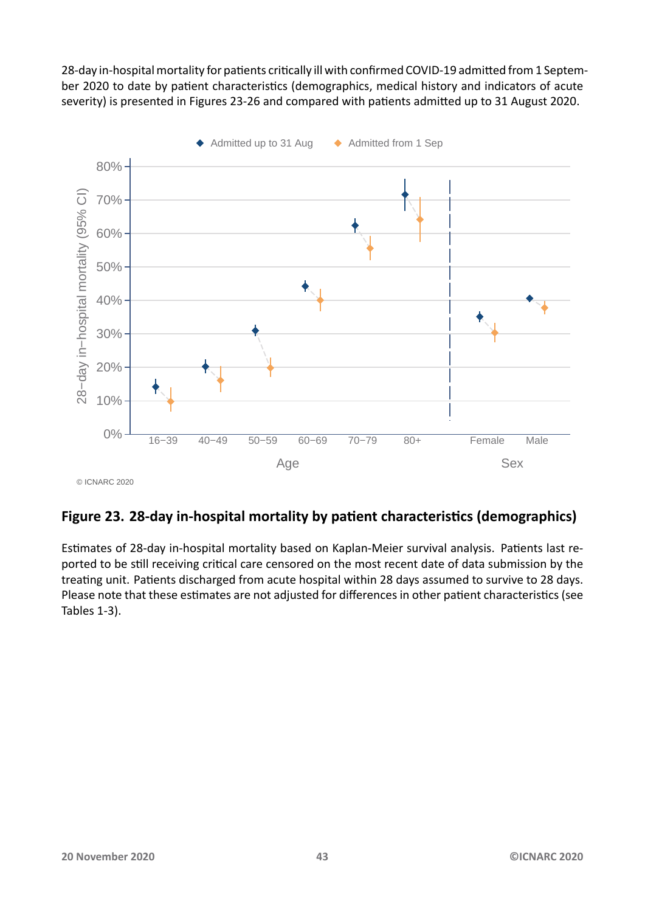28-day in-hospital mortality for patients critically ill with confirmed COVID-19 admitted from 1 September 2020 to date by patient characteristics (demographics, medical history and indicators of acute severity) is presented in Figures 23-26 and compared with patients admitted up to 31 August 2020.

**Figure 23. 28-day in-hospital mortality by patient characteristics (demographics)**

Estimates of 28-day in-hospital mortality based on Kaplan-Meier survival analysis. Patients last reported to be still receiving critical care censored on the most recent date of data submission by the treating unit. Patients discharged from acute hospital within 28 days assumed to survive to 28 days. Please note that these estimates are not adjusted for differences in other patient characteristics (see Tables 1-3).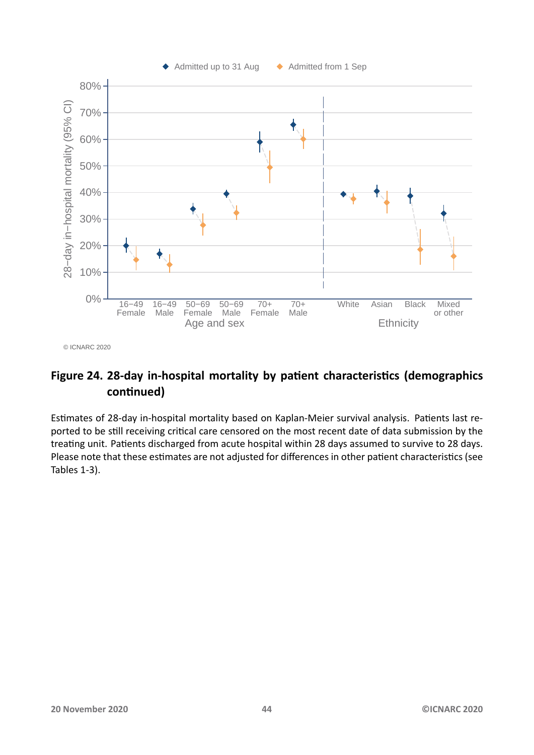© ICNARC 2020

**Figure 24. 28-day in-hospital mortality by patient characteristics (demographics continued)**

Estimates of 28-day in-hospital mortality based on Kaplan-Meier survival analysis. Patients last reported to be still receiving critical care censored on the most recent date of data submission by the treating unit. Patients discharged from acute hospital within 28 days assumed to survive to 28 days. Please note that these estimates are not adjusted for differences in other patient characteristics (see Tables 1-3).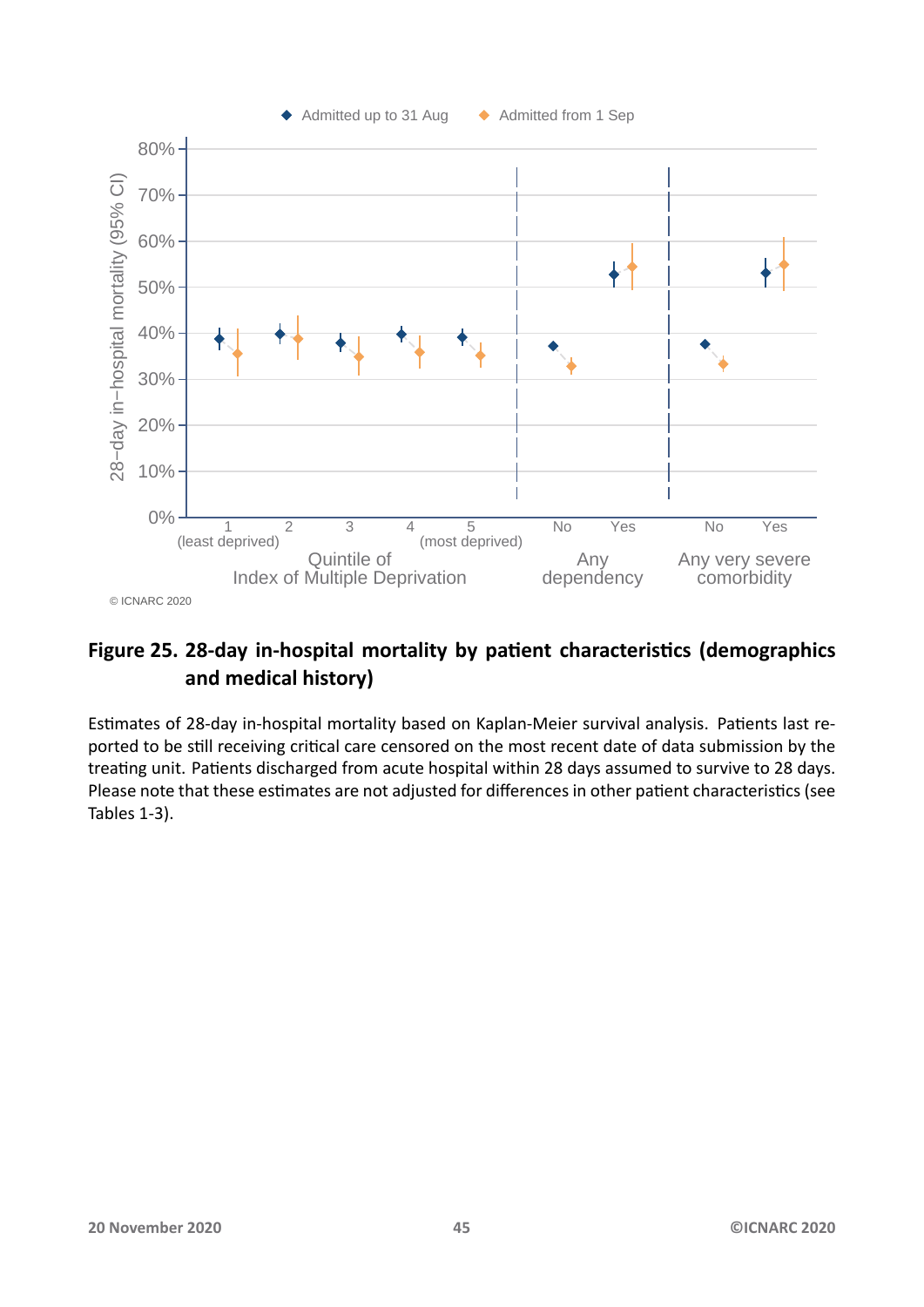**Figure 25. 28-day in-hospital mortality by patient characteristics (demographics and medical history)**

Estimates of 28-day in-hospital mortality based on Kaplan-Meier survival analysis. Patients last reported to be still receiving critical care censored on the most recent date of data submission by the treating unit. Patients discharged from acute hospital within 28 days assumed to survive to 28 days. Please note that these estimates are not adjusted for differences in other patient characteristics (see Tables 1-3).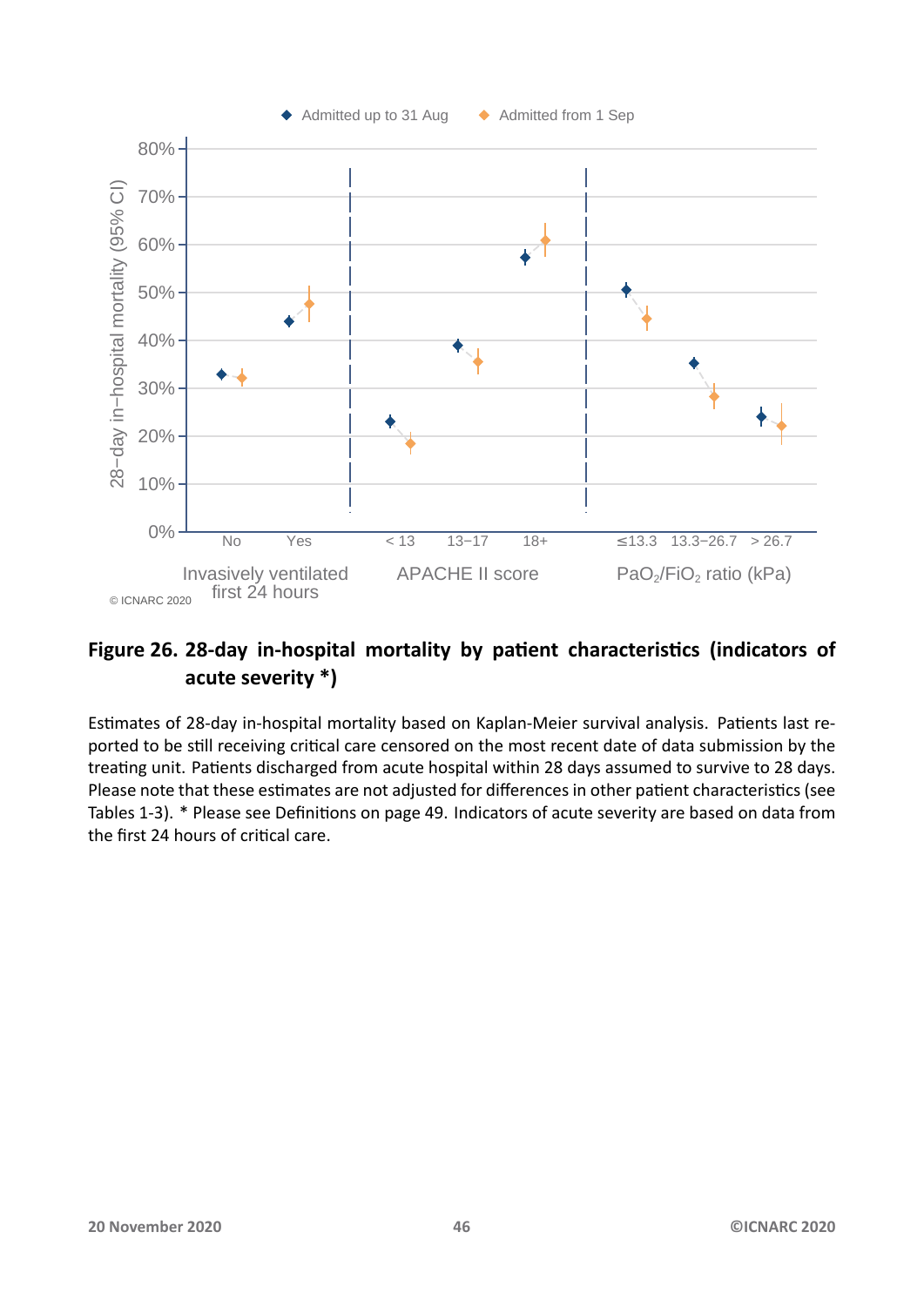**Figure 26. 28-day in-hospital mortality by patient characteristics (indicators of acute severity \*)**

Estimates of 28-day in-hospital mortality based on Kaplan-Meier survival analysis. Patients last reported to be still receiving critical care censored on the most recent date of data submission by the treating unit. Patients discharged from acute hospital within 28 days assumed to survive to 28 days. Please note that these estimates are not adjusted for differences in other patient characteristics (see Tables 1-3). * Please see Definitions on page 49. Indicators of acute severity are based on data from the first 24 hours of critical care.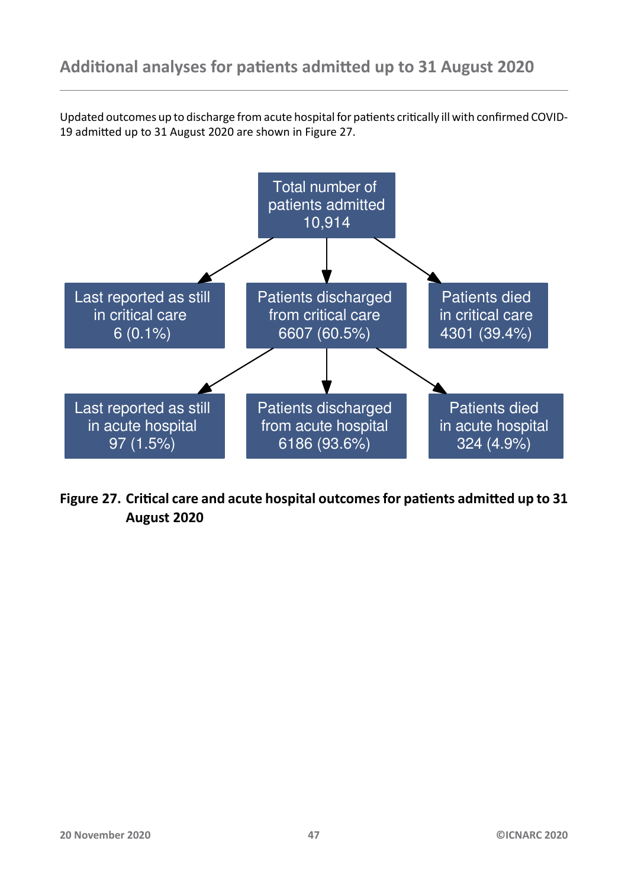## Additional analyses for patients admitted up to 31 August 2020

Updated outcomes up to discharge from acute hospital for patients critically ill with confirmed COVID-19 admitted up to 31 August 2020 are shown in Figure 27.

Total number of patients admitted
10,914

- Last reported as still in critical care
  6 (0.1%)
- Patients discharged from critical care
  6607 (60.5%)
  - Last reported as still in acute hospital
    97 (1.5%)
  - Patients discharged from acute hospital
    6186 (93.6%)
  - Patients died in acute hospital
    324 (4.9%)
- Patients died in critical care
  4301 (39.4%)

**Figure 27. Critical care and acute hospital outcomes for patients admitted up to 31 August 2020**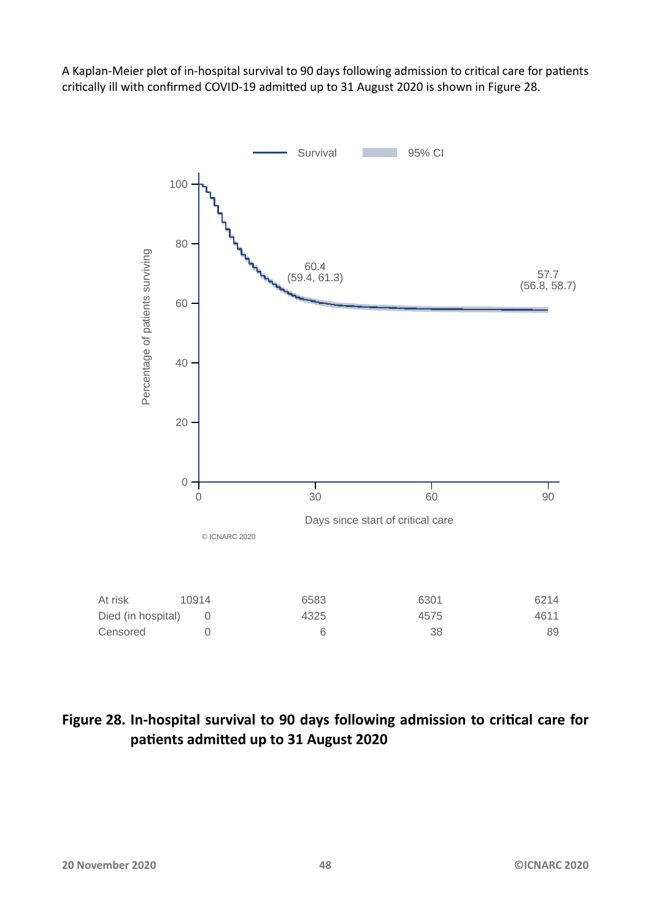A Kaplan-Meier plot of in-hospital survival to 90 days following admission to critical care for patients critically ill with confirmed COVID-19 admitted up to 31 August 2020 is shown in Figure 28.

| | 0 | 30 | 60 | 90 |
|---|---|---|---|---|
| At risk | 10914 | 6583 | 6301 | 6214 |
| Died (in hospital) | 0 | 4325 | 4575 | 4611 |
| Censored | 0 | 6 | 38 | 89 |

**Figure 28. In-hospital survival to 90 days following admission to critical care for patients admitted up to 31 August 2020**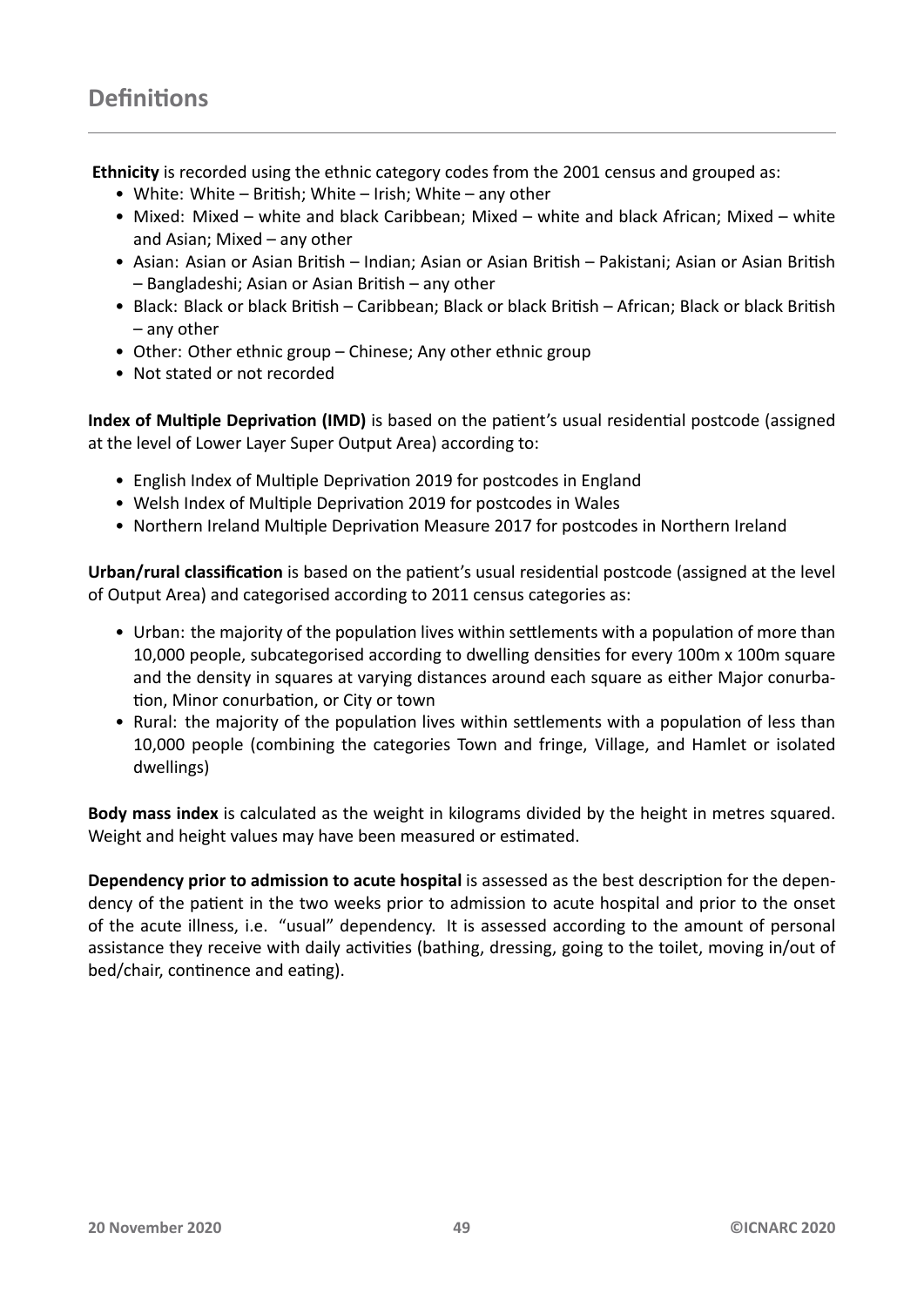# Definitions

**Ethnicity** is recorded using the ethnic category codes from the 2001 census and grouped as:

- White: White – British; White – Irish; White – any other
- Mixed: Mixed – white and black Caribbean; Mixed – white and black African; Mixed – white and Asian; Mixed – any other
- Asian: Asian or Asian British – Indian; Asian or Asian British – Pakistani; Asian or Asian British – Bangladeshi; Asian or Asian British – any other
- Black: Black or black British – Caribbean; Black or black British – African; Black or black British – any other
- Other: Other ethnic group – Chinese; Any other ethnic group
- Not stated or not recorded

**Index of Multiple Deprivation (IMD)** is based on the patient's usual residential postcode (assigned at the level of Lower Layer Super Output Area) according to:

- English Index of Multiple Deprivation 2019 for postcodes in England
- Welsh Index of Multiple Deprivation 2019 for postcodes in Wales
- Northern Ireland Multiple Deprivation Measure 2017 for postcodes in Northern Ireland

**Urban/rural classification** is based on the patient's usual residential postcode (assigned at the level of Output Area) and categorised according to 2011 census categories as:

- Urban: the majority of the population lives within settlements with a population of more than 10,000 people, subcategorised according to dwelling densities for every 100m x 100m square and the density in squares at varying distances around each square as either Major conurbation, Minor conurbation, or City or town
- Rural: the majority of the population lives within settlements with a population of less than 10,000 people (combining the categories Town and fringe, Village, and Hamlet or isolated dwellings)

**Body mass index** is calculated as the weight in kilograms divided by the height in metres squared. Weight and height values may have been measured or estimated.

**Dependency prior to admission to acute hospital** is assessed as the best description for the dependency of the patient in the two weeks prior to admission to acute hospital and prior to the onset of the acute illness, i.e. "usual" dependency. It is assessed according to the amount of personal assistance they receive with daily activities (bathing, dressing, going to the toilet, moving in/out of bed/chair, continence and eating).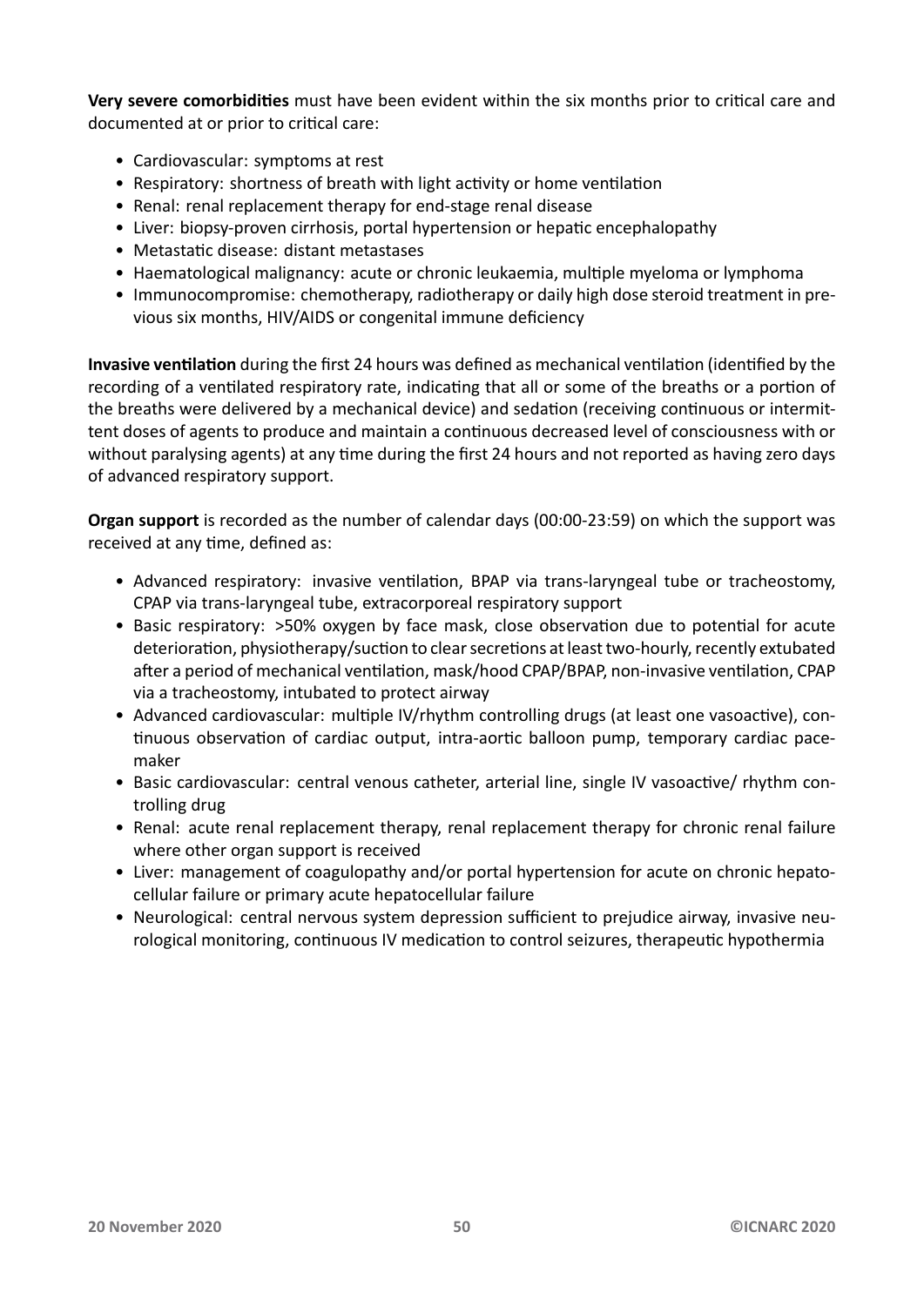**Very severe comorbidities** must have been evident within the six months prior to critical care and documented at or prior to critical care:

- Cardiovascular: symptoms at rest
- Respiratory: shortness of breath with light activity or home ventilation
- Renal: renal replacement therapy for end-stage renal disease
- Liver: biopsy-proven cirrhosis, portal hypertension or hepatic encephalopathy
- Metastatic disease: distant metastases
- Haematological malignancy: acute or chronic leukaemia, multiple myeloma or lymphoma
- Immunocompromise: chemotherapy, radiotherapy or daily high dose steroid treatment in previous six months, HIV/AIDS or congenital immune deficiency

**Invasive ventilation** during the first 24 hours was defined as mechanical ventilation (identified by the recording of a ventilated respiratory rate, indicating that all or some of the breaths or a portion of the breaths were delivered by a mechanical device) and sedation (receiving continuous or intermittent doses of agents to produce and maintain a continuous decreased level of consciousness with or without paralysing agents) at any time during the first 24 hours and not reported as having zero days of advanced respiratory support.

**Organ support** is recorded as the number of calendar days (00:00-23:59) on which the support was received at any time, defined as:

- Advanced respiratory: invasive ventilation, BPAP via trans-laryngeal tube or tracheostomy, CPAP via trans-laryngeal tube, extracorporeal respiratory support
- Basic respiratory: >50% oxygen by face mask, close observation due to potential for acute deterioration, physiotherapy/suction to clear secretions at least two-hourly, recently extubated after a period of mechanical ventilation, mask/hood CPAP/BPAP, non-invasive ventilation, CPAP via a tracheostomy, intubated to protect airway
- Advanced cardiovascular: multiple IV/rhythm controlling drugs (at least one vasoactive), continuous observation of cardiac output, intra-aortic balloon pump, temporary cardiac pacemaker
- Basic cardiovascular: central venous catheter, arterial line, single IV vasoactive/ rhythm controlling drug
- Renal: acute renal replacement therapy, renal replacement therapy for chronic renal failure where other organ support is received
- Liver: management of coagulopathy and/or portal hypertension for acute on chronic hepatocellular failure or primary acute hepatocellular failure
- Neurological: central nervous system depression sufficient to prejudice airway, invasive neurological monitoring, continuous IV medication to control seizures, therapeutic hypothermia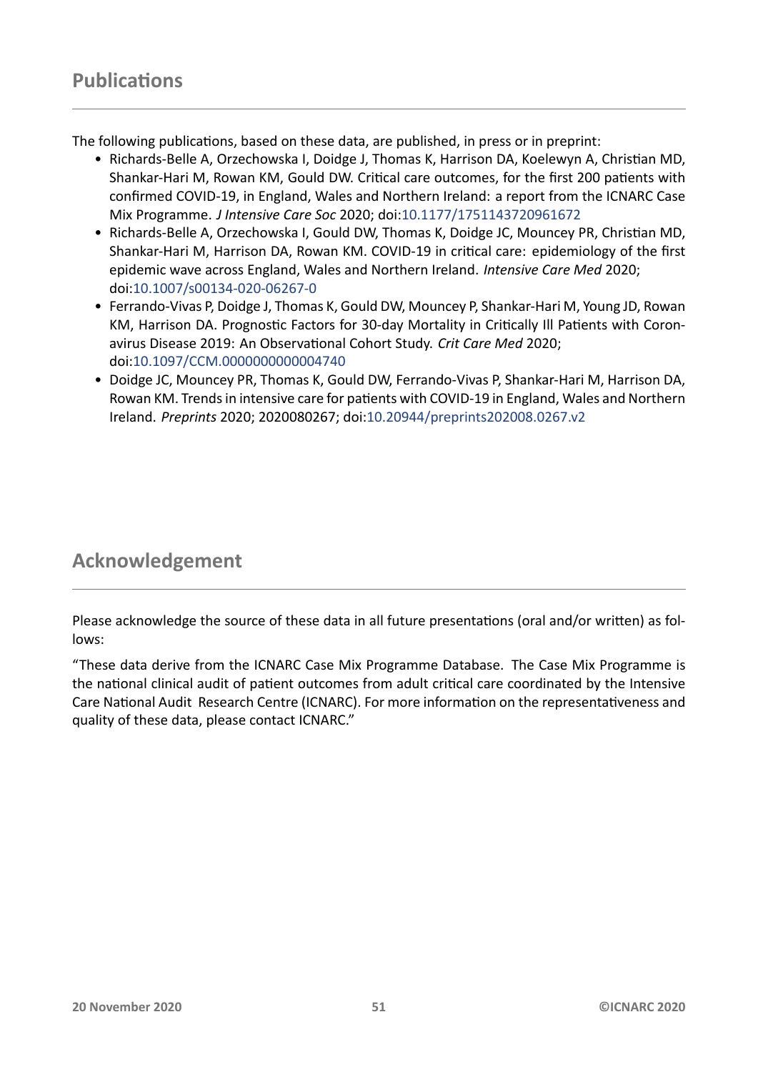## Publications

The following publications, based on these data, are published, in press or in preprint:

- Richards-Belle A, Orzechowska I, Doidge J, Thomas K, Harrison DA, Koelewyn A, Christian MD, Shankar-Hari M, Rowan KM, Gould DW. Critical care outcomes, for the first 200 patients with confirmed COVID-19, in England, Wales and Northern Ireland: a report from the ICNARC Case Mix Programme. *J Intensive Care Soc* 2020; doi:10.1177/1751143720961672
- Richards-Belle A, Orzechowska I, Gould DW, Thomas K, Doidge JC, Mouncey PR, Christian MD, Shankar-Hari M, Harrison DA, Rowan KM. COVID-19 in critical care: epidemiology of the first epidemic wave across England, Wales and Northern Ireland. *Intensive Care Med* 2020; doi:10.1007/s00134-020-06267-0
- Ferrando-Vivas P, Doidge J, Thomas K, Gould DW, Mouncey P, Shankar-Hari M, Young JD, Rowan KM, Harrison DA. Prognostic Factors for 30-day Mortality in Critically Ill Patients with Coronavirus Disease 2019: An Observational Cohort Study. *Crit Care Med* 2020; doi:10.1097/CCM.0000000000004740
- Doidge JC, Mouncey PR, Thomas K, Gould DW, Ferrando-Vivas P, Shankar-Hari M, Harrison DA, Rowan KM. Trends in intensive care for patients with COVID-19 in England, Wales and Northern Ireland. *Preprints* 2020; 2020080267; doi:10.20944/preprints202008.0267.v2

## Acknowledgement

Please acknowledge the source of these data in all future presentations (oral and/or written) as follows:

"These data derive from the ICNARC Case Mix Programme Database. The Case Mix Programme is the national clinical audit of patient outcomes from adult critical care coordinated by the Intensive Care National Audit Research Centre (ICNARC). For more information on the representativeness and quality of these data, please contact ICNARC."